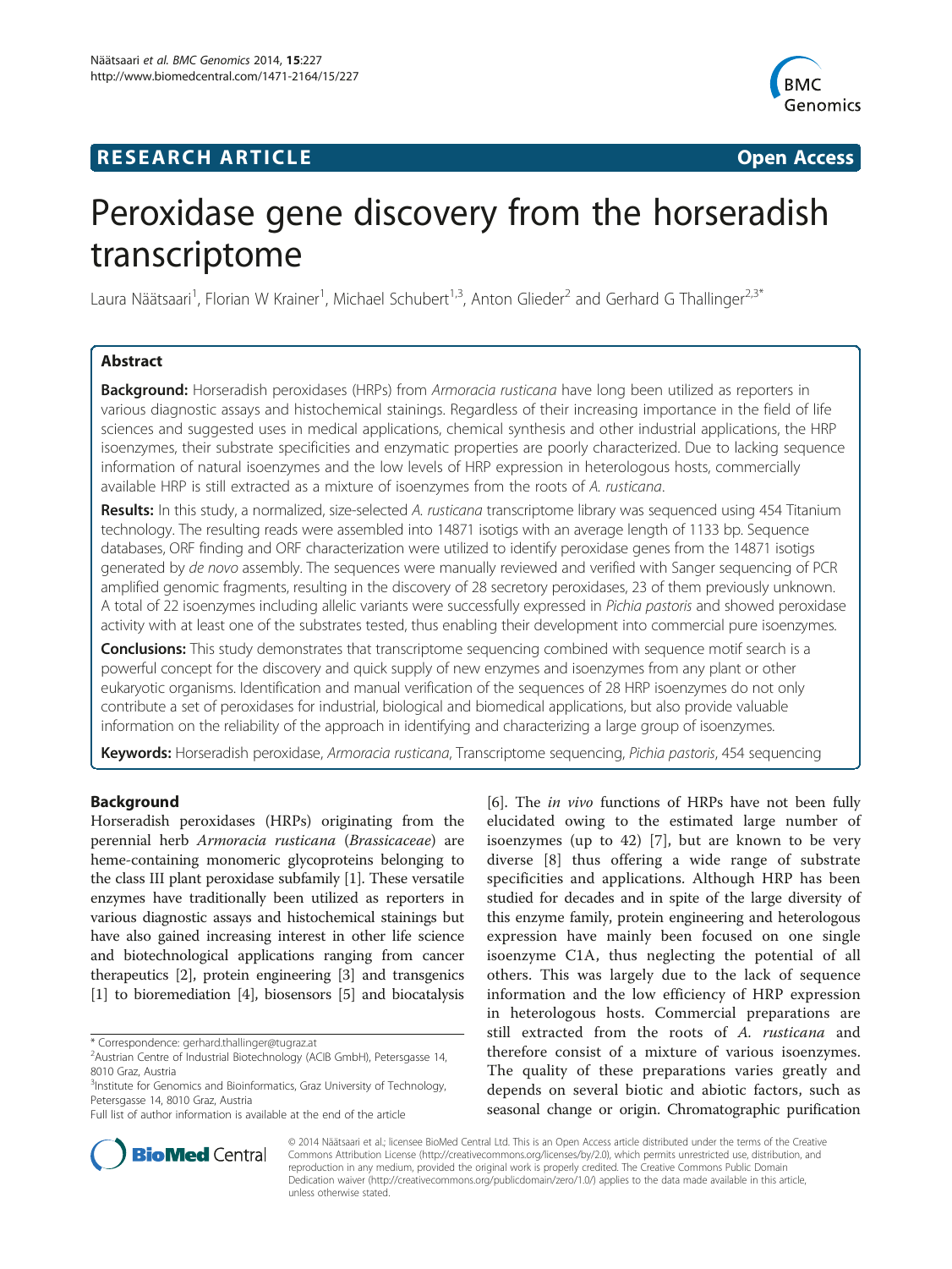**RESEARCH ARTICLE** **Open Access**

# Peroxidase gene discovery from the horseradish transcriptome

Laura Näätsaari[1], Florian W Krainer[1], Michael Schubert[1,3], Anton Glieder[2] and Gerhard G Thallinger[2,3*]

## Abstract

**Background:** Horseradish peroxidases (HRPs) from *Armoracia rusticana* have long been utilized as reporters in various diagnostic assays and histochemical stainings. Regardless of their increasing importance in the field of life sciences and suggested uses in medical applications, chemical synthesis and other industrial applications, the HRP isoenzymes, their substrate specificities and enzymatic properties are poorly characterized. Due to lacking sequence information of natural isoenzymes and the low levels of HRP expression in heterologous hosts, commercially available HRP is still extracted as a mixture of isoenzymes from the roots of *A. rusticana*.

**Results:** In this study, a normalized, size-selected *A. rusticana* transcriptome library was sequenced using 454 Titanium technology. The resulting reads were assembled into 14871 isotigs with an average length of 1133 bp. Sequence databases, ORF finding and ORF characterization were utilized to identify peroxidase genes from the 14871 isotigs generated by *de novo* assembly. The sequences were manually reviewed and verified with Sanger sequencing of PCR amplified genomic fragments, resulting in the discovery of 28 secretory peroxidases, 23 of them previously unknown. A total of 22 isoenzymes including allelic variants were successfully expressed in *Pichia pastoris* and showed peroxidase activity with at least one of the substrates tested, thus enabling their development into commercial pure isoenzymes.

**Conclusions:** This study demonstrates that transcriptome sequencing combined with sequence motif search is a powerful concept for the discovery and quick supply of new enzymes and isoenzymes from any plant or other eukaryotic organisms. Identification and manual verification of the sequences of 28 HRP isoenzymes do not only contribute a set of peroxidases for industrial, biological and biomedical applications, but also provide valuable information on the reliability of the approach in identifying and characterizing a large group of isoenzymes.

**Keywords:** Horseradish peroxidase, *Armoracia rusticana*, Transcriptome sequencing, *Pichia pastoris*, 454 sequencing

## Background

Horseradish peroxidases (HRPs) originating from the perennial herb *Armoracia rusticana* (*Brassicaceae*) are heme-containing monomeric glycoproteins belonging to the class III plant peroxidase subfamily [1]. These versatile enzymes have traditionally been utilized as reporters in various diagnostic assays and histochemical stainings but have also gained increasing interest in other life science and biotechnological applications ranging from cancer therapeutics [2], protein engineering [3] and transgenics [1] to bioremediation [4], biosensors [5] and biocatalysis [6]. The *in vivo* functions of HRPs have not been fully elucidated owing to the estimated large number of isoenzymes (up to 42) [7], but are known to be very diverse [8] thus offering a wide range of substrate specificities and applications. Although HRP has been studied for decades and in spite of the large diversity of this enzyme family, protein engineering and heterologous expression have mainly been focused on one single isoenzyme C1A, thus neglecting the potential of all others. This was largely due to the lack of sequence information and the low efficiency of HRP expression in heterologous hosts. Commercial preparations are still extracted from the roots of *A. rusticana* and therefore consist of a mixture of various isoenzymes. The quality of these preparations varies greatly and depends on several biotic and abiotic factors, such as seasonal change or origin. Chromatographic purification

\* Correspondence: gerhard.thallinger@tugraz.at
[2]Austrian Centre of Industrial Biotechnology (ACIB GmbH), Petersgasse 14, 8010 Graz, Austria
[3]Institute for Genomics and Bioinformatics, Graz University of Technology, Petersgasse 14, 8010 Graz, Austria
Full list of author information is available at the end of the article

© 2014 Näätsaari et al.; licensee BioMed Central Ltd. This is an Open Access article distributed under the terms of the Creative Commons Attribution License (http://creativecommons.org/licenses/by/2.0), which permits unrestricted use, distribution, and reproduction in any medium, provided the original work is properly credited. The Creative Commons Public Domain Dedication waiver (http://creativecommons.org/publicdomain/zero/1.0/) applies to the data made available in this article, unless otherwise stated.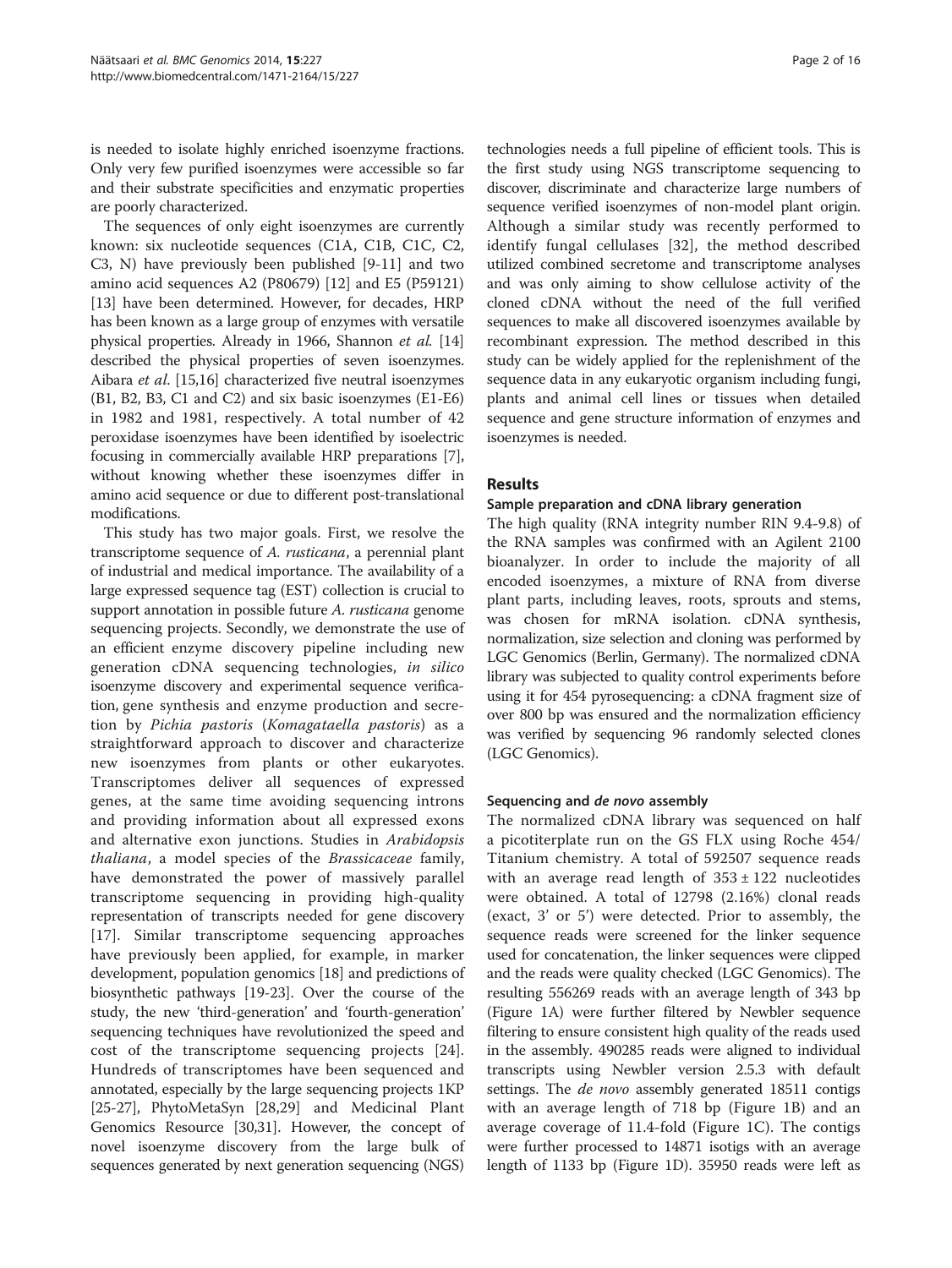is needed to isolate highly enriched isoenzyme fractions. Only very few purified isoenzymes were accessible so far and their substrate specificities and enzymatic properties are poorly characterized.

The sequences of only eight isoenzymes are currently known: six nucleotide sequences (C1A, C1B, C1C, C2, C3, N) have previously been published [9-11] and two amino acid sequences A2 (P80679) [12] and E5 (P59121) [13] have been determined. However, for decades, HRP has been known as a large group of enzymes with versatile physical properties. Already in 1966, Shannon *et al.* [14] described the physical properties of seven isoenzymes. Aibara *et al.* [15,16] characterized five neutral isoenzymes (B1, B2, B3, C1 and C2) and six basic isoenzymes (E1-E6) in 1982 and 1981, respectively. A total number of 42 peroxidase isoenzymes have been identified by isoelectric focusing in commercially available HRP preparations [7], without knowing whether these isoenzymes differ in amino acid sequence or due to different post-translational modifications.

This study has two major goals. First, we resolve the transcriptome sequence of *A. rusticana*, a perennial plant of industrial and medical importance. The availability of a large expressed sequence tag (EST) collection is crucial to support annotation in possible future *A. rusticana* genome sequencing projects. Secondly, we demonstrate the use of an efficient enzyme discovery pipeline including new generation cDNA sequencing technologies, *in silico* isoenzyme discovery and experimental sequence verification, gene synthesis and enzyme production and secretion by *Pichia pastoris* (*Komagataella pastoris*) as a straightforward approach to discover and characterize new isoenzymes from plants or other eukaryotes. Transcriptomes deliver all sequences of expressed genes, at the same time avoiding sequencing introns and providing information about all expressed exons and alternative exon junctions. Studies in *Arabidopsis thaliana*, a model species of the *Brassicaceae* family, have demonstrated the power of massively parallel transcriptome sequencing in providing high-quality representation of transcripts needed for gene discovery [17]. Similar transcriptome sequencing approaches have previously been applied, for example, in marker development, population genomics [18] and predictions of biosynthetic pathways [19-23]. Over the course of the study, the new 'third-generation' and 'fourth-generation' sequencing techniques have revolutionized the speed and cost of the transcriptome sequencing projects [24]. Hundreds of transcriptomes have been sequenced and annotated, especially by the large sequencing projects 1KP [25-27], PhytoMetaSyn [28,29] and Medicinal Plant Genomics Resource [30,31]. However, the concept of novel isoenzyme discovery from the large bulk of sequences generated by next generation sequencing (NGS) technologies needs a full pipeline of efficient tools. This is the first study using NGS transcriptome sequencing to discover, discriminate and characterize large numbers of sequence verified isoenzymes of non-model plant origin. Although a similar study was recently performed to identify fungal cellulases [32], the method described utilized combined secretome and transcriptome analyses and was only aiming to show cellulose activity of the cloned cDNA without the need of the full verified sequences to make all discovered isoenzymes available by recombinant expression. The method described in this study can be widely applied for the replenishment of the sequence data in any eukaryotic organism including fungi, plants and animal cell lines or tissues when detailed sequence and gene structure information of enzymes and isoenzymes is needed.

## Results

### Sample preparation and cDNA library generation

The high quality (RNA integrity number RIN 9.4-9.8) of the RNA samples was confirmed with an Agilent 2100 bioanalyzer. In order to include the majority of all encoded isoenzymes, a mixture of RNA from diverse plant parts, including leaves, roots, sprouts and stems, was chosen for mRNA isolation. cDNA synthesis, normalization, size selection and cloning was performed by LGC Genomics (Berlin, Germany). The normalized cDNA library was subjected to quality control experiments before using it for 454 pyrosequencing: a cDNA fragment size of over 800 bp was ensured and the normalization efficiency was verified by sequencing 96 randomly selected clones (LGC Genomics).

### Sequencing and *de novo* assembly

The normalized cDNA library was sequenced on half a picotiterplate run on the GS FLX using Roche 454/Titanium chemistry. A total of 592507 sequence reads with an average read length of $353 \pm 122$ nucleotides were obtained. A total of 12798 (2.16%) clonal reads (exact, 3' or 5') were detected. Prior to assembly, the sequence reads were screened for the linker sequence used for concatenation, the linker sequences were clipped and the reads were quality checked (LGC Genomics). The resulting 556269 reads with an average length of 343 bp (Figure 1A) were further filtered by Newbler sequence filtering to ensure consistent high quality of the reads used in the assembly. 490285 reads were aligned to individual transcripts using Newbler version 2.5.3 with default settings. The *de novo* assembly generated 18511 contigs with an average length of 718 bp (Figure 1B) and an average coverage of 11.4-fold (Figure 1C). The contigs were further processed to 14871 isotigs with an average length of 1133 bp (Figure 1D). 35950 reads were left as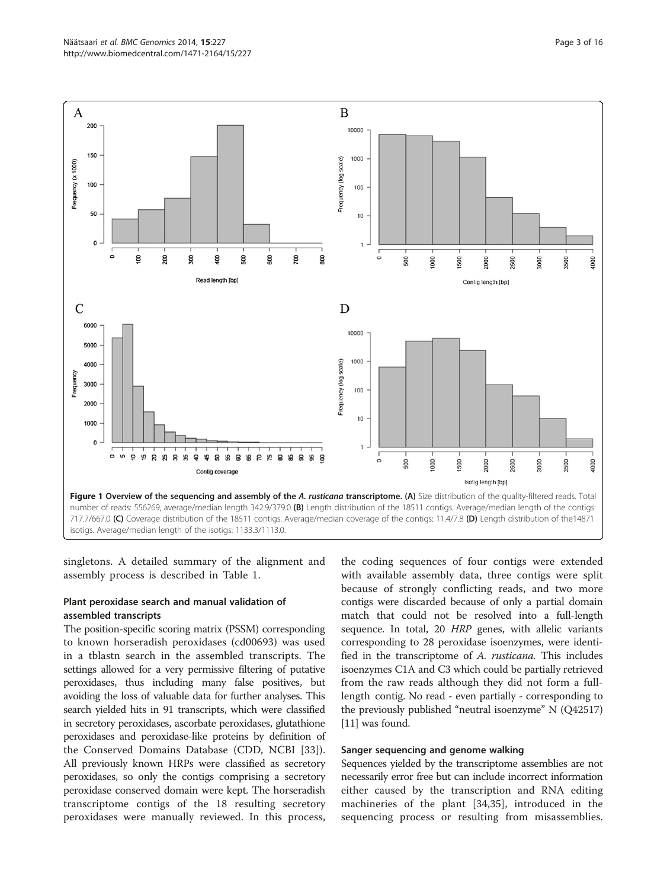**Figure 1 Overview of the sequencing and assembly of the *A. rusticana* transcriptome. (A)** Size distribution of the quality-filtered reads. Total number of reads: 556269, average/median length 342.9/379.0 **(B)** Length distribution of the 18511 contigs. Average/median length of the contigs: 717.7/667.0 **(C)** Coverage distribution of the 18511 contigs. Average/median coverage of the contigs: 11.4/7.8 **(D)** Length distribution of the14871 isotigs. Average/median length of the isotigs: 1133.3/1113.0.

singletons. A detailed summary of the alignment and assembly process is described in Table 1.

## Plant peroxidase search and manual validation of assembled transcripts

The position-specific scoring matrix (PSSM) corresponding to known horseradish peroxidases (cd00693) was used in a tblastn search in the assembled transcripts. The settings allowed for a very permissive filtering of putative peroxidases, thus including many false positives, but avoiding the loss of valuable data for further analyses. This search yielded hits in 91 transcripts, which were classified in secretory peroxidases, ascorbate peroxidases, glutathione peroxidases and peroxidase-like proteins by definition of the Conserved Domains Database (CDD, NCBI [33]). All previously known HRPs were classified as secretory peroxidases, so only the contigs comprising a secretory peroxidase conserved domain were kept. The horseradish transcriptome contigs of the 18 resulting secretory peroxidases were manually reviewed. In this process, the coding sequences of four contigs were extended with available assembly data, three contigs were split because of strongly conflicting reads, and two more contigs were discarded because of only a partial domain match that could not be resolved into a full-length sequence. In total, 20 *HRP* genes, with allelic variants corresponding to 28 peroxidase isoenzymes, were identified in the transcriptome of *A. rusticana*. This includes isoenzymes C1A and C3 which could be partially retrieved from the raw reads although they did not form a full-length contig. No read - even partially - corresponding to the previously published "neutral isoenzyme" N (Q42517) [11] was found.

## Sanger sequencing and genome walking

Sequences yielded by the transcriptome assemblies are not necessarily error free but can include incorrect information either caused by the transcription and RNA editing machineries of the plant [34,35], introduced in the sequencing process or resulting from misassemblies.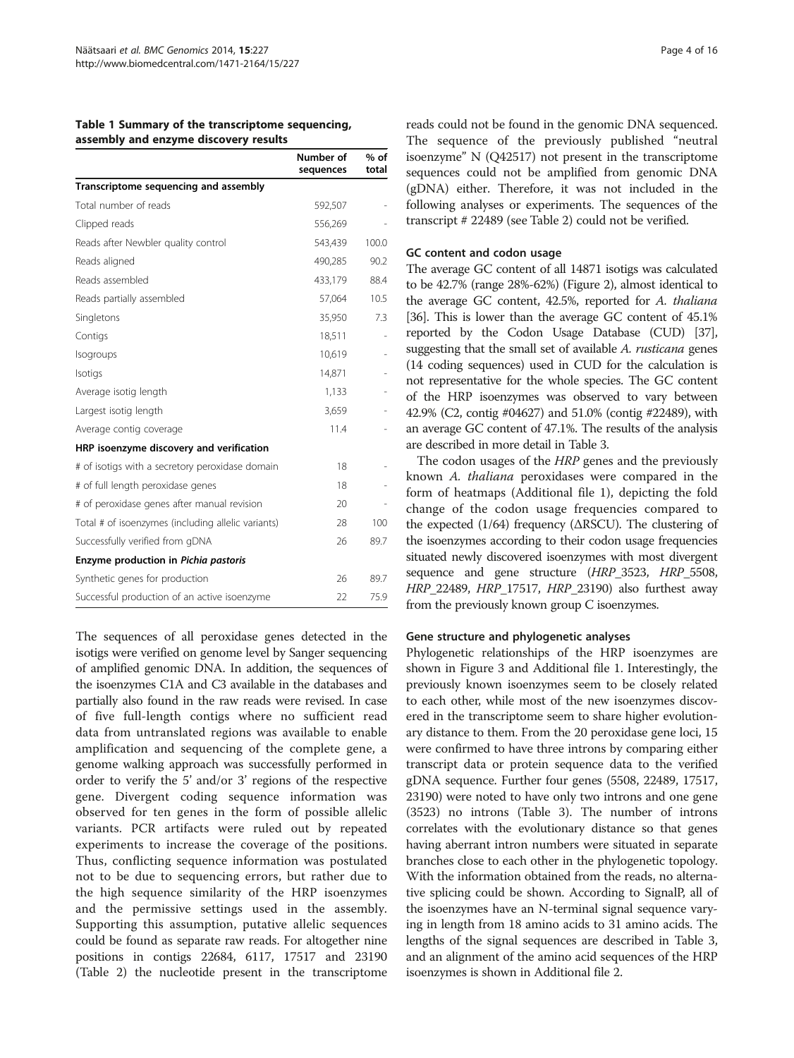**Table 1 Summary of the transcriptome sequencing, assembly and enzyme discovery results**

| | Number of sequences | % of total |
|---|---|---|
| **Transcriptome sequencing and assembly** | | |
| Total number of reads | 592,507 | - |
| Clipped reads | 556,269 | - |
| Reads after Newbler quality control | 543,439 | 100.0 |
| Reads aligned | 490,285 | 90.2 |
| Reads assembled | 433,179 | 88.4 |
| Reads partially assembled | 57,064 | 10.5 |
| Singletons | 35,950 | 7.3 |
| Contigs | 18,511 | - |
| Isogroups | 10,619 | - |
| Isotigs | 14,871 | - |
| Average isotig length | 1,133 | - |
| Largest isotig length | 3,659 | - |
| Average contig coverage | 11.4 | - |
| **HRP isoenzyme discovery and verification** | | |
| # of isotigs with a secretory peroxidase domain | 18 | - |
| # of full length peroxidase genes | 18 | - |
| # of peroxidase genes after manual revision | 20 | - |
| Total # of isoenzymes (including allelic variants) | 28 | 100 |
| Successfully verified from gDNA | 26 | 89.7 |
| **Enzyme production in *Pichia pastoris*** | | |
| Synthetic genes for production | 26 | 89.7 |
| Successful production of an active isoenzyme | 22 | 75.9 |

The sequences of all peroxidase genes detected in the isotigs were verified on genome level by Sanger sequencing of amplified genomic DNA. In addition, the sequences of the isoenzymes C1A and C3 available in the databases and partially also found in the raw reads were revised. In case of five full-length contigs where no sufficient read data from untranslated regions was available to enable amplification and sequencing of the complete gene, a genome walking approach was successfully performed in order to verify the 5' and/or 3' regions of the respective gene. Divergent coding sequence information was observed for ten genes in the form of possible allelic variants. PCR artifacts were ruled out by repeated experiments to increase the coverage of the positions. Thus, conflicting sequence information was postulated not to be due to sequencing errors, but rather due to the high sequence similarity of the HRP isoenzymes and the permissive settings used in the assembly. Supporting this assumption, putative allelic sequences could be found as separate raw reads. For altogether nine positions in contigs 22684, 6117, 17517 and 23190 (Table 2) the nucleotide present in the transcriptome reads could not be found in the genomic DNA sequenced. The sequence of the previously published "neutral isoenzyme" N (Q42517) not present in the transcriptome sequences could not be amplified from genomic DNA (gDNA) either. Therefore, it was not included in the following analyses or experiments. The sequences of the transcript # 22489 (see Table 2) could not be verified.

### GC content and codon usage

The average GC content of all 14871 isotigs was calculated to be 42.7% (range 28%-62%) (Figure 2), almost identical to the average GC content, 42.5%, reported for *A. thaliana* [36]. This is lower than the average GC content of 45.1% reported by the Codon Usage Database (CUD) [37], suggesting that the small set of available *A. rusticana* genes (14 coding sequences) used in CUD for the calculation is not representative for the whole species. The GC content of the HRP isoenzymes was observed to vary between 42.9% (C2, contig #04627) and 51.0% (contig #22489), with an average GC content of 47.1%. The results of the analysis are described in more detail in Table 3.

The codon usages of the *HRP* genes and the previously known *A. thaliana* peroxidases were compared in the form of heatmaps (Additional file 1), depicting the fold change of the codon usage frequencies compared to the expected (1/64) frequency (ΔRSCU). The clustering of the isoenzymes according to their codon usage frequencies situated newly discovered isoenzymes with most divergent sequence and gene structure (*HRP*_3523, *HRP*_5508, *HRP*_22489, *HRP*_17517, *HRP*_23190) also furthest away from the previously known group C isoenzymes.

### Gene structure and phylogenetic analyses

Phylogenetic relationships of the HRP isoenzymes are shown in Figure 3 and Additional file 1. Interestingly, the previously known isoenzymes seem to be closely related to each other, while most of the new isoenzymes discovered in the transcriptome seem to share higher evolutionary distance to them. From the 20 peroxidase gene loci, 15 were confirmed to have three introns by comparing either transcript data or protein sequence data to the verified gDNA sequence. Further four genes (5508, 22489, 17517, 23190) were noted to have only two introns and one gene (3523) no introns (Table 3). The number of introns correlates with the evolutionary distance so that genes having aberrant intron numbers were situated in separate branches close to each other in the phylogenetic topology. With the information obtained from the reads, no alternative splicing could be shown. According to SignalP, all of the isoenzymes have an N-terminal signal sequence varying in length from 18 amino acids to 31 amino acids. The lengths of the signal sequences are described in Table 3, and an alignment of the amino acid sequences of the HRP isoenzymes is shown in Additional file 2.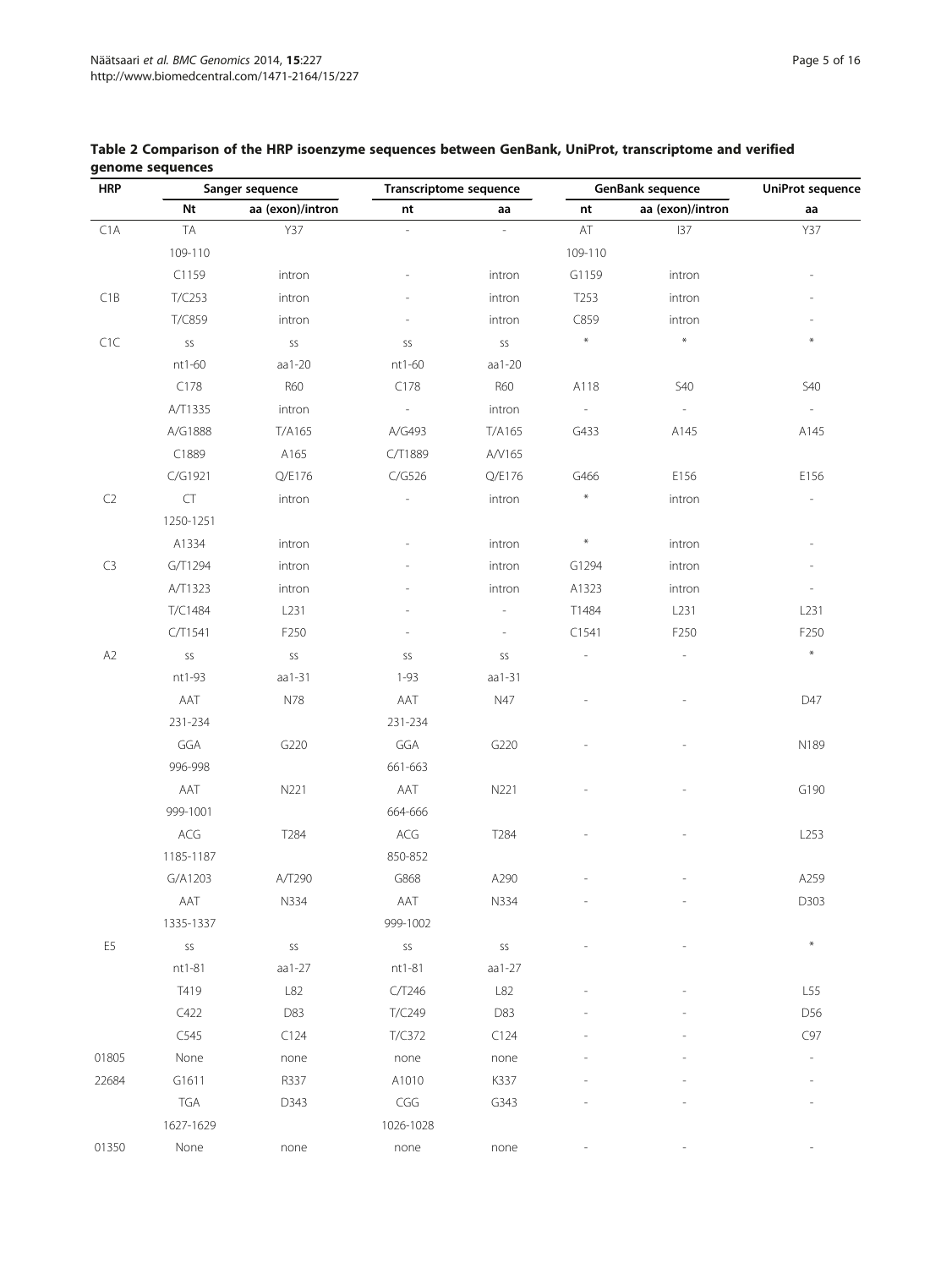**Table 2 Comparison of the HRP isoenzyme sequences between GenBank, UniProt, transcriptome and verified genome sequences**

| HRP | Sanger sequence | | Transcriptome sequence | | GenBank sequence | | UniProt sequence |
|---|---|---|---|---|---|---|---|
| | Nt | aa (exon)/intron | nt | aa | nt | aa (exon)/intron | aa |
| C1A | TA | Y37 | - | - | AT | I37 | Y37 |
| | 109-110 | | | | 109-110 | | |
| | C1159 | intron | - | intron | G1159 | intron | - |
| C1B | T/C253 | intron | - | intron | T253 | intron | - |
| | T/C859 | intron | - | intron | C859 | intron | - |
| C1C | ss | ss | ss | ss | * | * | * |
| | nt1-60 | aa1-20 | nt1-60 | aa1-20 | | | |
| | C178 | R60 | C178 | R60 | A118 | S40 | S40 |
| | A/T1335 | intron | - | intron | - | - | - |
| | A/G1888 | T/A165 | A/G493 | T/A165 | G433 | A145 | A145 |
| | C1889 | A165 | C/T1889 | A/V165 | | | |
| | C/G1921 | Q/E176 | C/G526 | Q/E176 | G466 | E156 | E156 |
| C2 | CT | intron | - | intron | * | intron | - |
| | 1250-1251 | | | | | | |
| | A1334 | intron | - | intron | * | intron | - |
| C3 | G/T1294 | intron | - | intron | G1294 | intron | - |
| | A/T1323 | intron | - | intron | A1323 | intron | - |
| | T/C1484 | L231 | - | - | T1484 | L231 | L231 |
| | C/T1541 | F250 | - | - | C1541 | F250 | F250 |
| A2 | ss | ss | ss | ss | - | - | * |
| | nt1-93 | aa1-31 | 1-93 | aa1-31 | | | |
| | AAT | N78 | AAT | N47 | - | - | D47 |
| | 231-234 | | 231-234 | | | | |
| | GGA | G220 | GGA | G220 | - | - | N189 |
| | 996-998 | | 661-663 | | | | |
| | AAT | N221 | AAT | N221 | - | - | G190 |
| | 999-1001 | | 664-666 | | | | |
| | ACG | T284 | ACG | T284 | - | - | L253 |
| | 1185-1187 | | 850-852 | | | | |
| | G/A1203 | A/T290 | G868 | A290 | - | - | A259 |
| | AAT | N334 | AAT | N334 | - | - | D303 |
| | 1335-1337 | | 999-1002 | | | | |
| E5 | ss | ss | ss | ss | - | - | * |
| | nt1-81 | aa1-27 | nt1-81 | aa1-27 | | | |
| | T419 | L82 | C/T246 | L82 | - | - | L55 |
| | C422 | D83 | T/C249 | D83 | - | - | D56 |
| | C545 | C124 | T/C372 | C124 | - | - | C97 |
| 01805 | None | none | none | none | - | - | - |
| 22684 | G1611 | R337 | A1010 | K337 | - | - | - |
| | TGA | D343 | CGG | G343 | - | - | - |
| | 1627-1629 | | 1026-1028 | | | | |
| 01350 | None | none | none | none | - | - | - |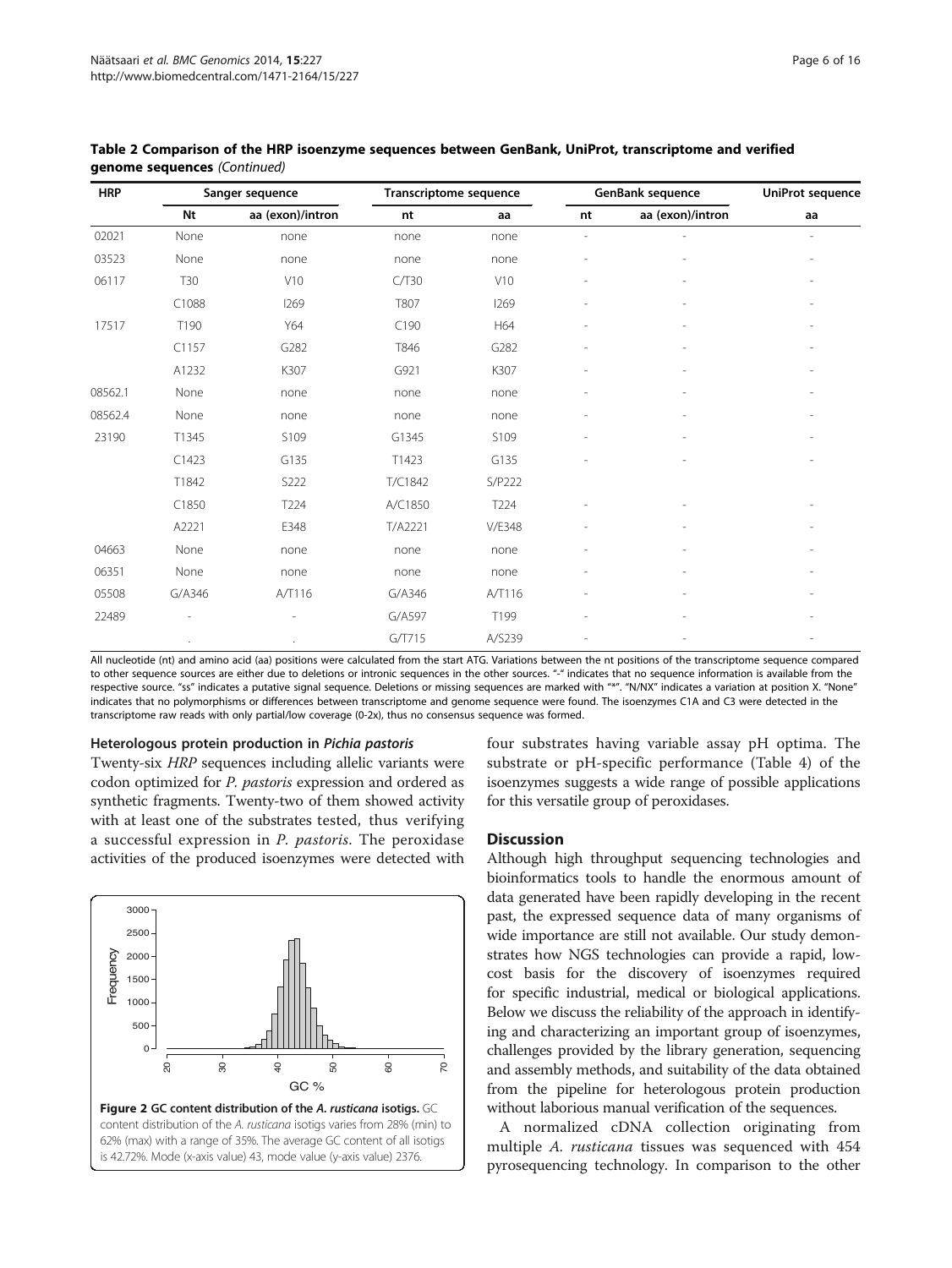**Table 2 Comparison of the HRP isoenzyme sequences between GenBank, UniProt, transcriptome and verified genome sequences** *(Continued)*

| HRP | Sanger sequence | | Transcriptome sequence | | GenBank sequence | | UniProt sequence |
|---|---|---|---|---|---|---|---|
| | Nt | aa (exon)/intron | nt | aa | nt | aa (exon)/intron | aa |
| 02021 | None | none | none | none | - | - | - |
| 03523 | None | none | none | none | - | - | - |
| 06117 | T30 | V10 | C/T30 | V10 | - | - | - |
| | C1088 | I269 | T807 | I269 | - | - | - |
| 17517 | T190 | Y64 | C190 | H64 | - | - | - |
| | C1157 | G282 | T846 | G282 | - | - | - |
| | A1232 | K307 | G921 | K307 | - | - | - |
| 08562.1 | None | none | none | none | - | - | - |
| 08562.4 | None | none | none | none | - | - | - |
| 23190 | T1345 | S109 | G1345 | S109 | - | - | - |
| | C1423 | G135 | T1423 | G135 | - | - | - |
| | T1842 | S222 | T/C1842 | S/P222 | | | |
| | C1850 | T224 | A/C1850 | T224 | - | - | - |
| | A2221 | E348 | T/A2221 | V/E348 | - | - | - |
| 04663 | None | none | none | none | - | - | - |
| 06351 | None | none | none | none | - | - | - |
| 05508 | G/A346 | A/T116 | G/A346 | A/T116 | - | - | - |
| 22489 | - | - | G/A597 | T199 | - | - | - |
| | . | . | G/T715 | A/S239 | - | - | - |

All nucleotide (nt) and amino acid (aa) positions were calculated from the start ATG. Variations between the nt positions of the transcriptome sequence compared to other sequence sources are either due to deletions or intronic sequences in the other sources. "-" indicates that no sequence information is available from the respective source. "ss" indicates a putative signal sequence. Deletions or missing sequences are marked with "*". "N/NX" indicates a variation at position X. "None" indicates that no polymorphisms or differences between transcriptome and genome sequence were found. The isoenzymes C1A and C3 were detected in the transcriptome raw reads with only partial/low coverage (0-2x), thus no consensus sequence was formed.

#### Heterologous protein production in *Pichia pastoris*

Twenty-six *HRP* sequences including allelic variants were codon optimized for *P. pastoris* expression and ordered as synthetic fragments. Twenty-two of them showed activity with at least one of the substrates tested, thus verifying a successful expression in *P. pastoris*. The peroxidase activities of the produced isoenzymes were detected with four substrates having variable assay pH optima. The substrate or pH-specific performance (Table 4) of the isoenzymes suggests a wide range of possible applications for this versatile group of peroxidases.

**Figure 2 GC content distribution of the *A. rusticana* isotigs.** GC content distribution of the *A. rusticana* isotigs varies from 28% (min) to 62% (max) with a range of 35%. The average GC content of all isotigs is 42.72%. Mode (x-axis value) 43, mode value (y-axis value) 2376.

## Discussion

Although high throughput sequencing technologies and bioinformatics tools to handle the enormous amount of data generated have been rapidly developing in the recent past, the expressed sequence data of many organisms of wide importance are still not available. Our study demonstrates how NGS technologies can provide a rapid, low-cost basis for the discovery of isoenzymes required for specific industrial, medical or biological applications. Below we discuss the reliability of the approach in identifying and characterizing an important group of isoenzymes, challenges provided by the library generation, sequencing and assembly methods, and suitability of the data obtained from the pipeline for heterologous protein production without laborious manual verification of the sequences.

A normalized cDNA collection originating from multiple *A. rusticana* tissues was sequenced with 454 pyrosequencing technology. In comparison to the other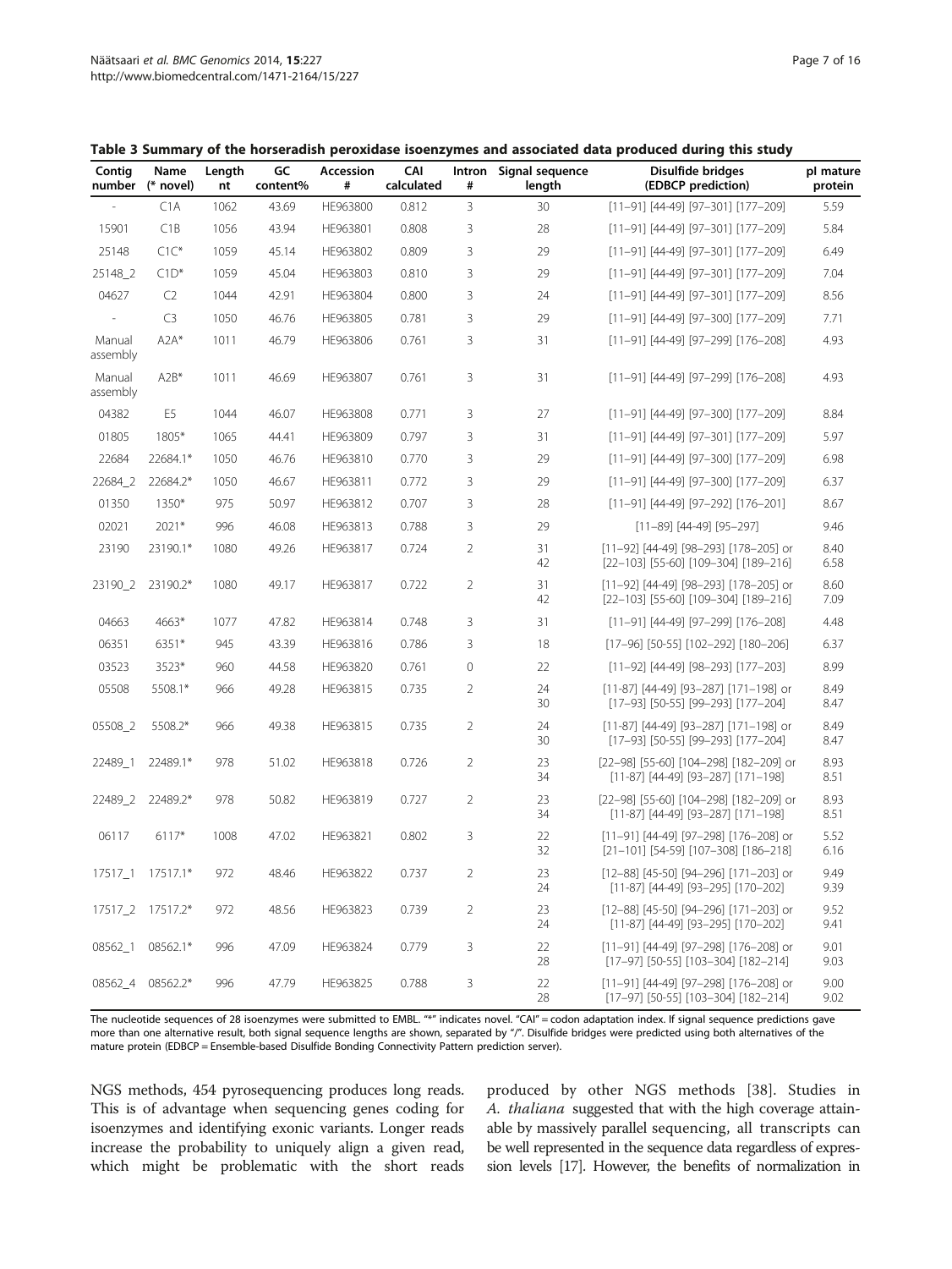**Table 3 Summary of the horseradish peroxidase isoenzymes and associated data produced during this study**

| Contig number | Name (* novel) | Length nt | GC content% | Accession # | CAI calculated | Intron # | Signal sequence length | Disulfide bridges (EDBCP prediction) | pI mature protein |
|---|---|---|---|---|---|---|---|---|---|
| - | C1A | 1062 | 43.69 | HE963800 | 0.812 | 3 | 30 | [11–91] [44-49] [97–301] [177–209] | 5.59 |
| 15901 | C1B | 1056 | 43.94 | HE963801 | 0.808 | 3 | 28 | [11–91] [44-49] [97–301] [177–209] | 5.84 |
| 25148 | C1C* | 1059 | 45.14 | HE963802 | 0.809 | 3 | 29 | [11–91] [44-49] [97–301] [177–209] | 6.49 |
| 25148_2 | C1D* | 1059 | 45.04 | HE963803 | 0.810 | 3 | 29 | [11–91] [44-49] [97–301] [177–209] | 7.04 |
| 04627 | C2 | 1044 | 42.91 | HE963804 | 0.800 | 3 | 24 | [11–91] [44-49] [97–301] [177–209] | 8.56 |
| - | C3 | 1050 | 46.76 | HE963805 | 0.781 | 3 | 29 | [11–91] [44-49] [97–300] [177–209] | 7.71 |
| Manual assembly | A2A* | 1011 | 46.79 | HE963806 | 0.761 | 3 | 31 | [11–91] [44-49] [97–299] [176–208] | 4.93 |
| Manual assembly | A2B* | 1011 | 46.69 | HE963807 | 0.761 | 3 | 31 | [11–91] [44-49] [97–299] [176–208] | 4.93 |
| 04382 | E5 | 1044 | 46.07 | HE963808 | 0.771 | 3 | 27 | [11–91] [44-49] [97–300] [177–209] | 8.84 |
| 01805 | 1805* | 1065 | 44.41 | HE963809 | 0.797 | 3 | 31 | [11–91] [44-49] [97–301] [177–209] | 5.97 |
| 22684 | 22684.1* | 1050 | 46.76 | HE963810 | 0.770 | 3 | 29 | [11–91] [44-49] [97–300] [177–209] | 6.98 |
| 22684_2 | 22684.2* | 1050 | 46.67 | HE963811 | 0.772 | 3 | 29 | [11–91] [44-49] [97–300] [177–209] | 6.37 |
| 01350 | 1350* | 975 | 50.97 | HE963812 | 0.707 | 3 | 28 | [11–91] [44-49] [97–292] [176–201] | 8.67 |
| 02021 | 2021* | 996 | 46.08 | HE963813 | 0.788 | 3 | 29 | [11–89] [44-49] [95–297] | 9.46 |
| 23190 | 23190.1* | 1080 | 49.26 | HE963817 | 0.724 | 2 | 31 42 | [11–92] [44-49] [98–293] [178–205] or [22–103] [55-60] [109–304] [189–216] | 8.40 6.58 |
| 23190_2 | 23190.2* | 1080 | 49.17 | HE963817 | 0.722 | 2 | 31 42 | [11–92] [44-49] [98–293] [178–205] or [22–103] [55-60] [109–304] [189–216] | 8.60 7.09 |
| 04663 | 4663* | 1077 | 47.82 | HE963814 | 0.748 | 3 | 31 | [11–91] [44-49] [97–299] [176–208] | 4.48 |
| 06351 | 6351* | 945 | 43.39 | HE963816 | 0.786 | 3 | 18 | [17–96] [50-55] [102–292] [180–206] | 6.37 |
| 03523 | 3523* | 960 | 44.58 | HE963820 | 0.761 | 0 | 22 | [11–92] [44-49] [98–293] [177–203] | 8.99 |
| 05508 | 5508.1* | 966 | 49.28 | HE963815 | 0.735 | 2 | 24 30 | [11-87] [44-49] [93–287] [171–198] or [17–93] [50-55] [99–293] [177–204] | 8.49 8.47 |
| 05508_2 | 5508.2* | 966 | 49.38 | HE963815 | 0.735 | 2 | 24 30 | [11-87] [44-49] [93–287] [171–198] or [17–93] [50-55] [99–293] [177–204] | 8.49 8.47 |
| 22489_1 | 22489.1* | 978 | 51.02 | HE963818 | 0.726 | 2 | 23 34 | [22–98] [55-60] [104–298] [182–209] or [11-87] [44-49] [93–287] [171–198] | 8.93 8.51 |
| 22489_2 | 22489.2* | 978 | 50.82 | HE963819 | 0.727 | 2 | 23 34 | [22–98] [55-60] [104–298] [182–209] or [11-87] [44-49] [93–287] [171–198] | 8.93 8.51 |
| 06117 | 6117* | 1008 | 47.02 | HE963821 | 0.802 | 3 | 22 32 | [11–91] [44-49] [97–298] [176–208] or [21–101] [54-59] [107–308] [186–218] | 5.52 6.16 |
| 17517_1 | 17517.1* | 972 | 48.46 | HE963822 | 0.737 | 2 | 23 24 | [12–88] [45-50] [94–296] [171–203] or [11-87] [44-49] [93–295] [170–202] | 9.49 9.39 |
| 17517_2 | 17517.2* | 972 | 48.56 | HE963823 | 0.739 | 2 | 23 24 | [12–88] [45-50] [94–296] [171–203] or [11-87] [44-49] [93–295] [170–202] | 9.52 9.41 |
| 08562_1 | 08562.1* | 996 | 47.09 | HE963824 | 0.779 | 3 | 22 28 | [11–91] [44-49] [97–298] [176–208] or [17–97] [50-55] [103–304] [182–214] | 9.01 9.03 |
| 08562_4 | 08562.2* | 996 | 47.79 | HE963825 | 0.788 | 3 | 22 28 | [11–91] [44-49] [97–298] [176–208] or [17–97] [50-55] [103–304] [182–214] | 9.00 9.02 |

The nucleotide sequences of 28 isoenzymes were submitted to EMBL. "*" indicates novel. "CAI" = codon adaptation index. If signal sequence predictions gave more than one alternative result, both signal sequence lengths are shown, separated by "/". Disulfide bridges were predicted using both alternatives of the mature protein (EDBCP = Ensemble-based Disulfide Bonding Connectivity Pattern prediction server).

NGS methods, 454 pyrosequencing produces long reads. This is of advantage when sequencing genes coding for isoenzymes and identifying exonic variants. Longer reads increase the probability to uniquely align a given read, which might be problematic with the short reads produced by other NGS methods [38]. Studies in *A. thaliana* suggested that with the high coverage attainable by massively parallel sequencing, all transcripts can be well represented in the sequence data regardless of expression levels [17]. However, the benefits of normalization in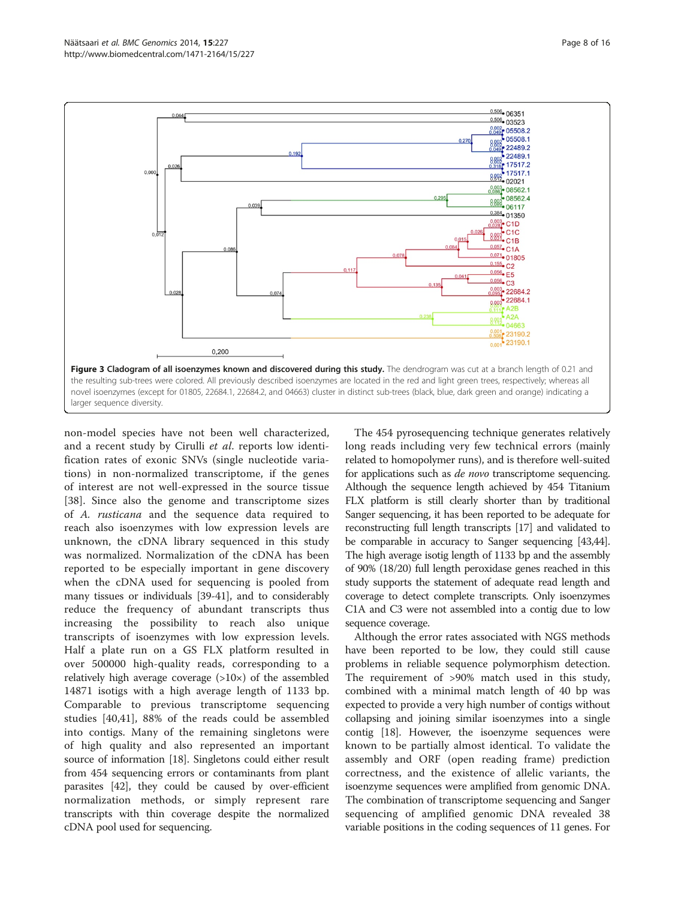**Figure 3 Cladogram of all isoenzymes known and discovered during this study.** The dendrogram was cut at a branch length of 0.21 and the resulting sub-trees were colored. All previously described isoenzymes are located in the red and light green trees, respectively; whereas all novel isoenzymes (except for 01805, 22684.1, 22684.2, and 04663) cluster in distinct sub-trees (black, blue, dark green and orange) indicating a larger sequence diversity.

non-model species have not been well characterized, and a recent study by Cirulli *et al*. reports low identification rates of exonic SNVs (single nucleotide variations) in non-normalized transcriptome, if the genes of interest are not well-expressed in the source tissue [38]. Since also the genome and transcriptome sizes of *A. rusticana* and the sequence data required to reach also isoenzymes with low expression levels are unknown, the cDNA library sequenced in this study was normalized. Normalization of the cDNA has been reported to be especially important in gene discovery when the cDNA used for sequencing is pooled from many tissues or individuals [39-41], and to considerably reduce the frequency of abundant transcripts thus increasing the possibility to reach also unique transcripts of isoenzymes with low expression levels. Half a plate run on a GS FLX platform resulted in over 500000 high-quality reads, corresponding to a relatively high average coverage (>10×) of the assembled 14871 isotigs with a high average length of 1133 bp. Comparable to previous transcriptome sequencing studies [40,41], 88% of the reads could be assembled into contigs. Many of the remaining singletons were of high quality and also represented an important source of information [18]. Singletons could either result from 454 sequencing errors or contaminants from plant parasites [42], they could be caused by over-efficient normalization methods, or simply represent rare transcripts with thin coverage despite the normalized cDNA pool used for sequencing.

The 454 pyrosequencing technique generates relatively long reads including very few technical errors (mainly related to homopolymer runs), and is therefore well-suited for applications such as *de novo* transcriptome sequencing. Although the sequence length achieved by 454 Titanium FLX platform is still clearly shorter than by traditional Sanger sequencing, it has been reported to be adequate for reconstructing full length transcripts [17] and validated to be comparable in accuracy to Sanger sequencing [43,44]. The high average isotig length of 1133 bp and the assembly of 90% (18/20) full length peroxidase genes reached in this study supports the statement of adequate read length and coverage to detect complete transcripts. Only isoenzymes C1A and C3 were not assembled into a contig due to low sequence coverage.

Although the error rates associated with NGS methods have been reported to be low, they could still cause problems in reliable sequence polymorphism detection. The requirement of >90% match used in this study, combined with a minimal match length of 40 bp was expected to provide a very high number of contigs without collapsing and joining similar isoenzymes into a single contig [18]. However, the isoenzyme sequences were known to be partially almost identical. To validate the assembly and ORF (open reading frame) prediction correctness, and the existence of allelic variants, the isoenzyme sequences were amplified from genomic DNA. The combination of transcriptome sequencing and Sanger sequencing of amplified genomic DNA revealed 38 variable positions in the coding sequences of 11 genes. For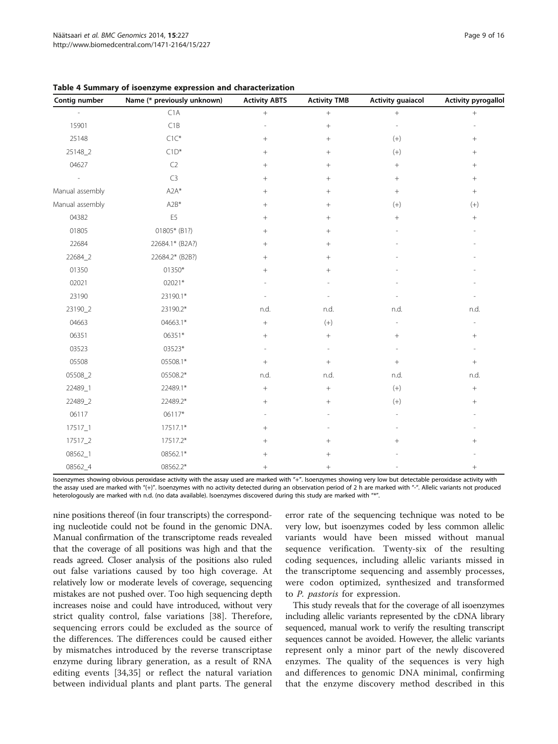**Table 4 Summary of isoenzyme expression and characterization**

| Contig number | Name (* previously unknown) | Activity ABTS | Activity TMB | Activity guaiacol | Activity pyrogallol |
|---|---|---|---|---|---|
| - | C1A | + | + | + | + |
| 15901 | C1B | - | + | - | - |
| 25148 | C1C* | + | + | (+) | + |
| 25148_2 | C1D* | + | + | (+) | + |
| 04627 | C2 | + | + | + | + |
| - | C3 | + | + | + | + |
| Manual assembly | A2A* | + | + | + | + |
| Manual assembly | A2B* | + | + | (+) | (+) |
| 04382 | E5 | + | + | + | + |
| 01805 | 01805* (B1?) | + | + | - | - |
| 22684 | 22684.1* (B2A?) | + | + | - | - |
| 22684_2 | 22684.2* (B2B?) | + | + | - | - |
| 01350 | 01350* | + | + | - | - |
| 02021 | 02021* | - | - | - | - |
| 23190 | 23190.1* | - | - | - | - |
| 23190_2 | 23190.2* | n.d. | n.d. | n.d. | n.d. |
| 04663 | 04663.1* | + | (+) | - | - |
| 06351 | 06351* | + | + | + | + |
| 03523 | 03523* | - | - | - | - |
| 05508 | 05508.1* | + | + | + | + |
| 05508_2 | 05508.2* | n.d. | n.d. | n.d. | n.d. |
| 22489_1 | 22489.1* | + | + | (+) | + |
| 22489_2 | 22489.2* | + | + | (+) | + |
| 06117 | 06117* | - | - | - | - |
| 17517_1 | 17517.1* | + | - | - | - |
| 17517_2 | 17517.2* | + | + | + | + |
| 08562_1 | 08562.1* | + | + | - | - |
| 08562_4 | 08562.2* | + | + | - | + |

Isoenzymes showing obvious peroxidase activity with the assay used are marked with "+". Isoenzymes showing very low but detectable peroxidase activity with the assay used are marked with "(+)". Isoenzymes with no activity detected during an observation period of 2 h are marked with "-". Allelic variants not produced heterologously are marked with n.d. (no data available). Isoenzymes discovered during this study are marked with "*".

nine positions thereof (in four transcripts) the corresponding nucleotide could not be found in the genomic DNA. Manual confirmation of the transcriptome reads revealed that the coverage of all positions was high and that the reads agreed. Closer analysis of the positions also ruled out false variations caused by too high coverage. At relatively low or moderate levels of coverage, sequencing mistakes are not pushed over. Too high sequencing depth increases noise and could have introduced, without very strict quality control, false variations [38]. Therefore, sequencing errors could be excluded as the source of the differences. The differences could be caused either by mismatches introduced by the reverse transcriptase enzyme during library generation, as a result of RNA editing events [34,35] or reflect the natural variation between individual plants and plant parts. The general error rate of the sequencing technique was noted to be very low, but isoenzymes coded by less common allelic variants would have been missed without manual sequence verification. Twenty-six of the resulting coding sequences, including allelic variants missed in the transcriptome sequencing and assembly processes, were codon optimized, synthesized and transformed to *P. pastoris* for expression.

This study reveals that for the coverage of all isoenzymes including allelic variants represented by the cDNA library sequenced, manual work to verify the resulting transcript sequences cannot be avoided. However, the allelic variants represent only a minor part of the newly discovered enzymes. The quality of the sequences is very high and differences to genomic DNA minimal, confirming that the enzyme discovery method described in this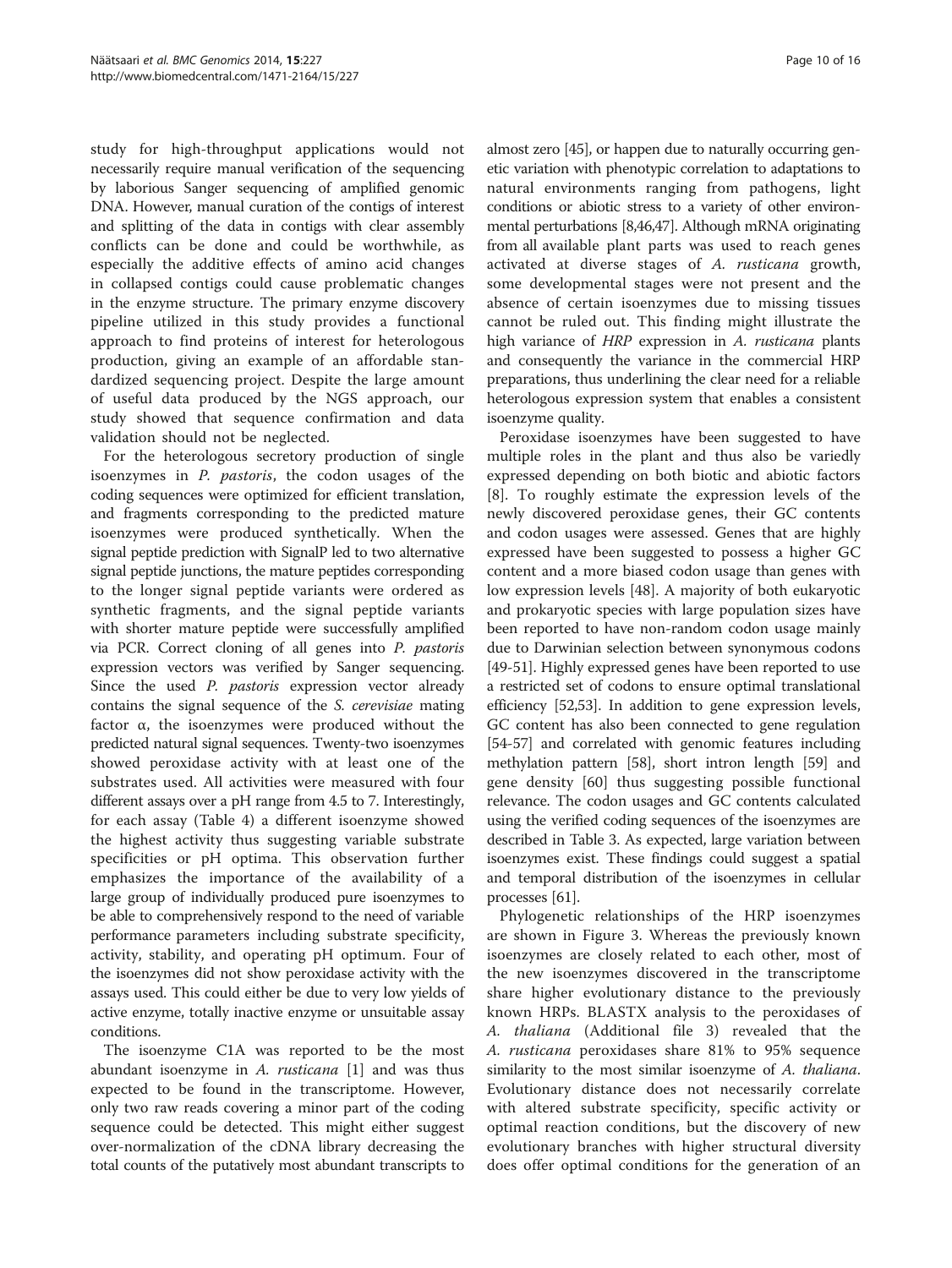study for high-throughput applications would not necessarily require manual verification of the sequencing by laborious Sanger sequencing of amplified genomic DNA. However, manual curation of the contigs of interest and splitting of the data in contigs with clear assembly conflicts can be done and could be worthwhile, as especially the additive effects of amino acid changes in collapsed contigs could cause problematic changes in the enzyme structure. The primary enzyme discovery pipeline utilized in this study provides a functional approach to find proteins of interest for heterologous production, giving an example of an affordable standardized sequencing project. Despite the large amount of useful data produced by the NGS approach, our study showed that sequence confirmation and data validation should not be neglected.

For the heterologous secretory production of single isoenzymes in *P. pastoris*, the codon usages of the coding sequences were optimized for efficient translation, and fragments corresponding to the predicted mature isoenzymes were produced synthetically. When the signal peptide prediction with SignalP led to two alternative signal peptide junctions, the mature peptides corresponding to the longer signal peptide variants were ordered as synthetic fragments, and the signal peptide variants with shorter mature peptide were successfully amplified via PCR. Correct cloning of all genes into *P. pastoris* expression vectors was verified by Sanger sequencing. Since the used *P. pastoris* expression vector already contains the signal sequence of the *S. cerevisiae* mating factor α, the isoenzymes were produced without the predicted natural signal sequences. Twenty-two isoenzymes showed peroxidase activity with at least one of the substrates used. All activities were measured with four different assays over a pH range from 4.5 to 7. Interestingly, for each assay (Table 4) a different isoenzyme showed the highest activity thus suggesting variable substrate specificities or pH optima. This observation further emphasizes the importance of the availability of a large group of individually produced pure isoenzymes to be able to comprehensively respond to the need of variable performance parameters including substrate specificity, activity, stability, and operating pH optimum. Four of the isoenzymes did not show peroxidase activity with the assays used. This could either be due to very low yields of active enzyme, totally inactive enzyme or unsuitable assay conditions.

The isoenzyme C1A was reported to be the most abundant isoenzyme in *A. rusticana* [1] and was thus expected to be found in the transcriptome. However, only two raw reads covering a minor part of the coding sequence could be detected. This might either suggest over-normalization of the cDNA library decreasing the total counts of the putatively most abundant transcripts to almost zero [45], or happen due to naturally occurring genetic variation with phenotypic correlation to adaptations to natural environments ranging from pathogens, light conditions or abiotic stress to a variety of other environmental perturbations [8,46,47]. Although mRNA originating from all available plant parts was used to reach genes activated at diverse stages of *A. rusticana* growth, some developmental stages were not present and the absence of certain isoenzymes due to missing tissues cannot be ruled out. This finding might illustrate the high variance of *HRP* expression in *A. rusticana* plants and consequently the variance in the commercial HRP preparations, thus underlining the clear need for a reliable heterologous expression system that enables a consistent isoenzyme quality.

Peroxidase isoenzymes have been suggested to have multiple roles in the plant and thus also be variedly expressed depending on both biotic and abiotic factors [8]. To roughly estimate the expression levels of the newly discovered peroxidase genes, their GC contents and codon usages were assessed. Genes that are highly expressed have been suggested to possess a higher GC content and a more biased codon usage than genes with low expression levels [48]. A majority of both eukaryotic and prokaryotic species with large population sizes have been reported to have non-random codon usage mainly due to Darwinian selection between synonymous codons [49-51]. Highly expressed genes have been reported to use a restricted set of codons to ensure optimal translational efficiency [52,53]. In addition to gene expression levels, GC content has also been connected to gene regulation [54-57] and correlated with genomic features including methylation pattern [58], short intron length [59] and gene density [60] thus suggesting possible functional relevance. The codon usages and GC contents calculated using the verified coding sequences of the isoenzymes are described in Table 3. As expected, large variation between isoenzymes exist. These findings could suggest a spatial and temporal distribution of the isoenzymes in cellular processes [61].

Phylogenetic relationships of the HRP isoenzymes are shown in Figure 3. Whereas the previously known isoenzymes are closely related to each other, most of the new isoenzymes discovered in the transcriptome share higher evolutionary distance to the previously known HRPs. BLASTX analysis to the peroxidases of *A. thaliana* (Additional file 3) revealed that the *A. rusticana* peroxidases share 81% to 95% sequence similarity to the most similar isoenzyme of *A. thaliana*. Evolutionary distance does not necessarily correlate with altered substrate specificity, specific activity or optimal reaction conditions, but the discovery of new evolutionary branches with higher structural diversity does offer optimal conditions for the generation of an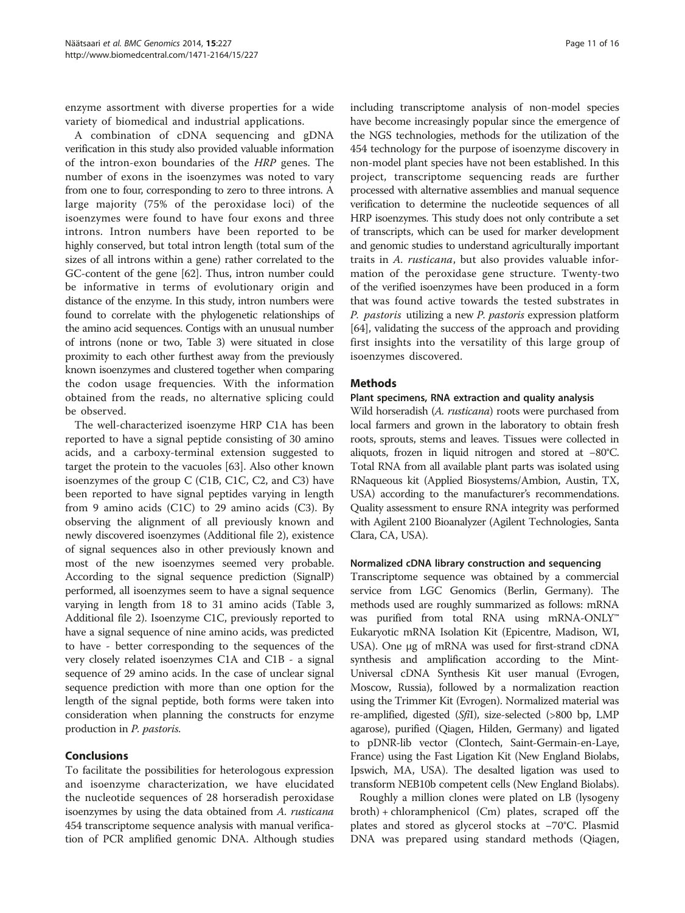enzyme assortment with diverse properties for a wide variety of biomedical and industrial applications.

A combination of cDNA sequencing and gDNA verification in this study also provided valuable information of the intron-exon boundaries of the *HRP* genes. The number of exons in the isoenzymes was noted to vary from one to four, corresponding to zero to three introns. A large majority (75% of the peroxidase loci) of the isoenzymes were found to have four exons and three introns. Intron numbers have been reported to be highly conserved, but total intron length (total sum of the sizes of all introns within a gene) rather correlated to the GC-content of the gene [62]. Thus, intron number could be informative in terms of evolutionary origin and distance of the enzyme. In this study, intron numbers were found to correlate with the phylogenetic relationships of the amino acid sequences. Contigs with an unusual number of introns (none or two, Table 3) were situated in close proximity to each other furthest away from the previously known isoenzymes and clustered together when comparing the codon usage frequencies. With the information obtained from the reads, no alternative splicing could be observed.

The well-characterized isoenzyme HRP C1A has been reported to have a signal peptide consisting of 30 amino acids, and a carboxy-terminal extension suggested to target the protein to the vacuoles [63]. Also other known isoenzymes of the group C (C1B, C1C, C2, and C3) have been reported to have signal peptides varying in length from 9 amino acids (C1C) to 29 amino acids (C3). By observing the alignment of all previously known and newly discovered isoenzymes (Additional file 2), existence of signal sequences also in other previously known and most of the new isoenzymes seemed very probable. According to the signal sequence prediction (SignalP) performed, all isoenzymes seem to have a signal sequence varying in length from 18 to 31 amino acids (Table 3, Additional file 2). Isoenzyme C1C, previously reported to have a signal sequence of nine amino acids, was predicted to have - better corresponding to the sequences of the very closely related isoenzymes C1A and C1B - a signal sequence of 29 amino acids. In the case of unclear signal sequence prediction with more than one option for the length of the signal peptide, both forms were taken into consideration when planning the constructs for enzyme production in *P. pastoris*.

## Conclusions

To facilitate the possibilities for heterologous expression and isoenzyme characterization, we have elucidated the nucleotide sequences of 28 horseradish peroxidase isoenzymes by using the data obtained from *A. rusticana* 454 transcriptome sequence analysis with manual verification of PCR amplified genomic DNA. Although studies including transcriptome analysis of non-model species have become increasingly popular since the emergence of the NGS technologies, methods for the utilization of the 454 technology for the purpose of isoenzyme discovery in non-model plant species have not been established. In this project, transcriptome sequencing reads are further processed with alternative assemblies and manual sequence verification to determine the nucleotide sequences of all HRP isoenzymes. This study does not only contribute a set of transcripts, which can be used for marker development and genomic studies to understand agriculturally important traits in *A. rusticana*, but also provides valuable information of the peroxidase gene structure. Twenty-two of the verified isoenzymes have been produced in a form that was found active towards the tested substrates in *P. pastoris* utilizing a new *P. pastoris* expression platform [64], validating the success of the approach and providing first insights into the versatility of this large group of isoenzymes discovered.

## Methods

### Plant specimens, RNA extraction and quality analysis

Wild horseradish (*A. rusticana*) roots were purchased from local farmers and grown in the laboratory to obtain fresh roots, sprouts, stems and leaves. Tissues were collected in aliquots, frozen in liquid nitrogen and stored at −80°C. Total RNA from all available plant parts was isolated using RNaqueous kit (Applied Biosystems/Ambion, Austin, TX, USA) according to the manufacturer's recommendations. Quality assessment to ensure RNA integrity was performed with Agilent 2100 Bioanalyzer (Agilent Technologies, Santa Clara, CA, USA).

### Normalized cDNA library construction and sequencing

Transcriptome sequence was obtained by a commercial service from LGC Genomics (Berlin, Germany). The methods used are roughly summarized as follows: mRNA was purified from total RNA using mRNA-ONLY™ Eukaryotic mRNA Isolation Kit (Epicentre, Madison, WI, USA). One μg of mRNA was used for first-strand cDNA synthesis and amplification according to the Mint-Universal cDNA Synthesis Kit user manual (Evrogen, Moscow, Russia), followed by a normalization reaction using the Trimmer Kit (Evrogen). Normalized material was re-amplified, digested (*Sfi*I), size-selected (>800 bp, LMP agarose), purified (Qiagen, Hilden, Germany) and ligated to pDNR-lib vector (Clontech, Saint-Germain-en-Laye, France) using the Fast Ligation Kit (New England Biolabs, Ipswich, MA, USA). The desalted ligation was used to transform NEB10b competent cells (New England Biolabs).

Roughly a million clones were plated on LB (lysogeny broth) + chloramphenicol (Cm) plates, scraped off the plates and stored as glycerol stocks at −70°C. Plasmid DNA was prepared using standard methods (Qiagen,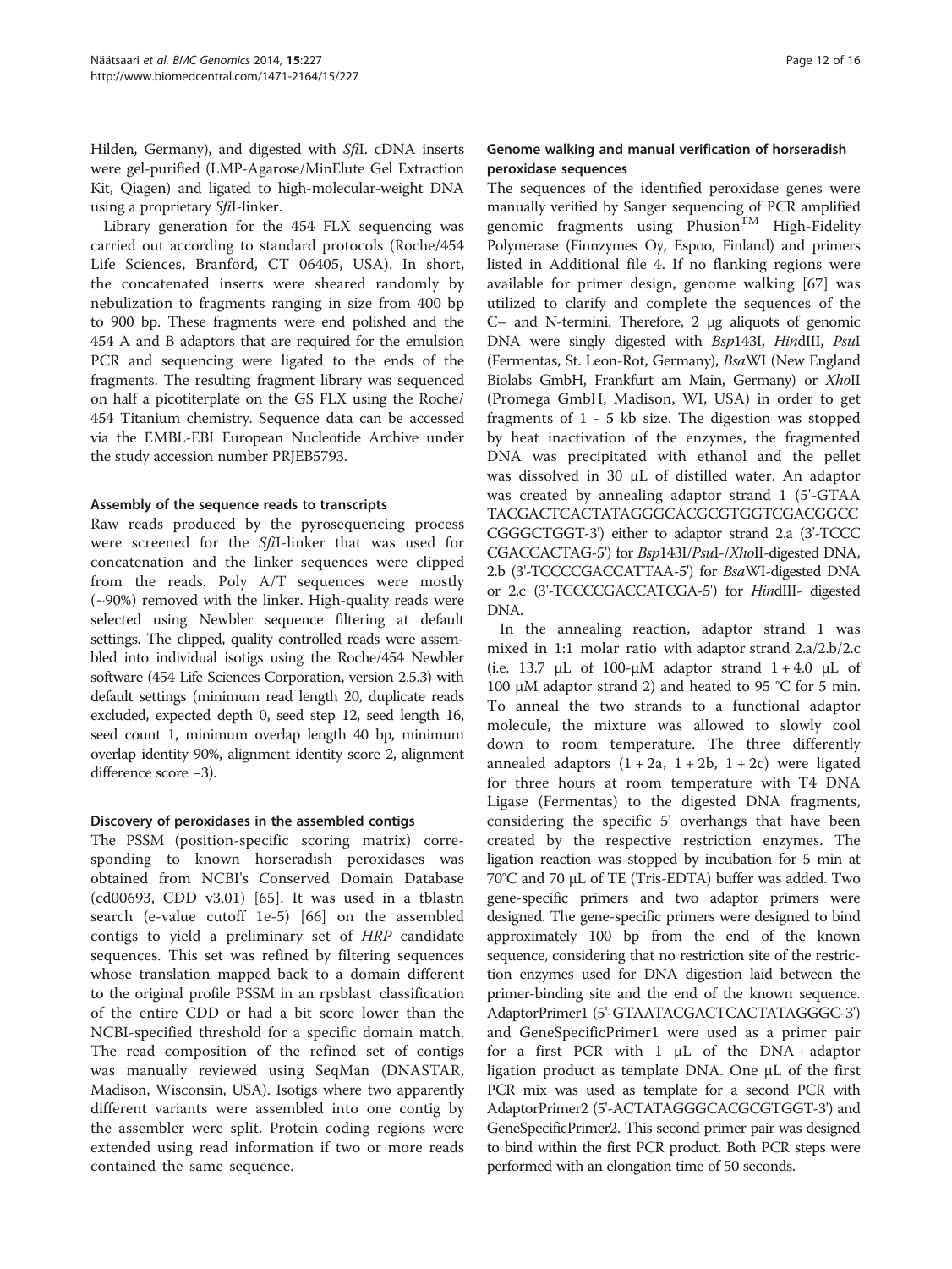Hilden, Germany), and digested with *Sfi*I. cDNA inserts were gel-purified (LMP-Agarose/MinElute Gel Extraction Kit, Qiagen) and ligated to high-molecular-weight DNA using a proprietary *Sfi*I-linker.

Library generation for the 454 FLX sequencing was carried out according to standard protocols (Roche/454 Life Sciences, Branford, CT 06405, USA). In short, the concatenated inserts were sheared randomly by nebulization to fragments ranging in size from 400 bp to 900 bp. These fragments were end polished and the 454 A and B adaptors that are required for the emulsion PCR and sequencing were ligated to the ends of the fragments. The resulting fragment library was sequenced on half a picotiterplate on the GS FLX using the Roche/454 Titanium chemistry. Sequence data can be accessed via the EMBL-EBI European Nucleotide Archive under the study accession number PRJEB5793.

### Assembly of the sequence reads to transcripts

Raw reads produced by the pyrosequencing process were screened for the *Sfi*I-linker that was used for concatenation and the linker sequences were clipped from the reads. Poly A/T sequences were mostly (~90%) removed with the linker. High-quality reads were selected using Newbler sequence filtering at default settings. The clipped, quality controlled reads were assembled into individual isotigs using the Roche/454 Newbler software (454 Life Sciences Corporation, version 2.5.3) with default settings (minimum read length 20, duplicate reads excluded, expected depth 0, seed step 12, seed length 16, seed count 1, minimum overlap length 40 bp, minimum overlap identity 90%, alignment identity score 2, alignment difference score −3).

### Discovery of peroxidases in the assembled contigs

The PSSM (position-specific scoring matrix) corresponding to known horseradish peroxidases was obtained from NCBI's Conserved Domain Database (cd00693, CDD v3.01) [65]. It was used in a tblastn search (e-value cutoff 1e-5) [66] on the assembled contigs to yield a preliminary set of *HRP* candidate sequences. This set was refined by filtering sequences whose translation mapped back to a domain different to the original profile PSSM in an rpsblast classification of the entire CDD or had a bit score lower than the NCBI-specified threshold for a specific domain match. The read composition of the refined set of contigs was manually reviewed using SeqMan (DNASTAR, Madison, Wisconsin, USA). Isotigs where two apparently different variants were assembled into one contig by the assembler were split. Protein coding regions were extended using read information if two or more reads contained the same sequence.

### Genome walking and manual verification of horseradish peroxidase sequences

The sequences of the identified peroxidase genes were manually verified by Sanger sequencing of PCR amplified genomic fragments using Phusion$^{TM}$ High-Fidelity Polymerase (Finnzymes Oy, Espoo, Finland) and primers listed in Additional file 4. If no flanking regions were available for primer design, genome walking [67] was utilized to clarify and complete the sequences of the C– and N-termini. Therefore, 2 μg aliquots of genomic DNA were singly digested with *Bsp*143I, *Hin*dIII, *Psu*I (Fermentas, St. Leon-Rot, Germany), *Bsa*WI (New England Biolabs GmbH, Frankfurt am Main, Germany) or *Xho*II (Promega GmbH, Madison, WI, USA) in order to get fragments of 1 - 5 kb size. The digestion was stopped by heat inactivation of the enzymes, the fragmented DNA was precipitated with ethanol and the pellet was dissolved in 30 μL of distilled water. An adaptor was created by annealing adaptor strand 1 (5'-GTAATACGACTCACTATAGGGCACGCGTGGTCGACGGCCCGGGCTGGT-3') either to adaptor strand 2.a (3'-TCCCCGACCACTAG-5') for *Bsp*143I/*Psu*I-/*Xho*II-digested DNA, 2.b (3'-TCCCCGACCATTAA-5') for *Bsa*WI-digested DNA or 2.c (3'-TCCCCGACCATCGA-5') for *Hin*dIII- digested DNA.

In the annealing reaction, adaptor strand 1 was mixed in 1:1 molar ratio with adaptor strand 2.a/2.b/2.c (i.e. 13.7 μL of 100-μM adaptor strand 1 + 4.0 μL of 100 μM adaptor strand 2) and heated to 95 °C for 5 min. To anneal the two strands to a functional adaptor molecule, the mixture was allowed to slowly cool down to room temperature. The three differently annealed adaptors (1 + 2a, 1 + 2b, 1 + 2c) were ligated for three hours at room temperature with T4 DNA Ligase (Fermentas) to the digested DNA fragments, considering the specific 5' overhangs that have been created by the respective restriction enzymes. The ligation reaction was stopped by incubation for 5 min at 70°C and 70 μL of TE (Tris-EDTA) buffer was added. Two gene-specific primers and two adaptor primers were designed. The gene-specific primers were designed to bind approximately 100 bp from the end of the known sequence, considering that no restriction site of the restriction enzymes used for DNA digestion laid between the primer-binding site and the end of the known sequence. AdaptorPrimer1 (5'-GTAATACGACTCACTATAGGGC-3') and GeneSpecificPrimer1 were used as a primer pair for a first PCR with 1 μL of the DNA + adaptor ligation product as template DNA. One μL of the first PCR mix was used as template for a second PCR with AdaptorPrimer2 (5'-ACTATAGGGCACGCGTGGT-3') and GeneSpecificPrimer2. This second primer pair was designed to bind within the first PCR product. Both PCR steps were performed with an elongation time of 50 seconds.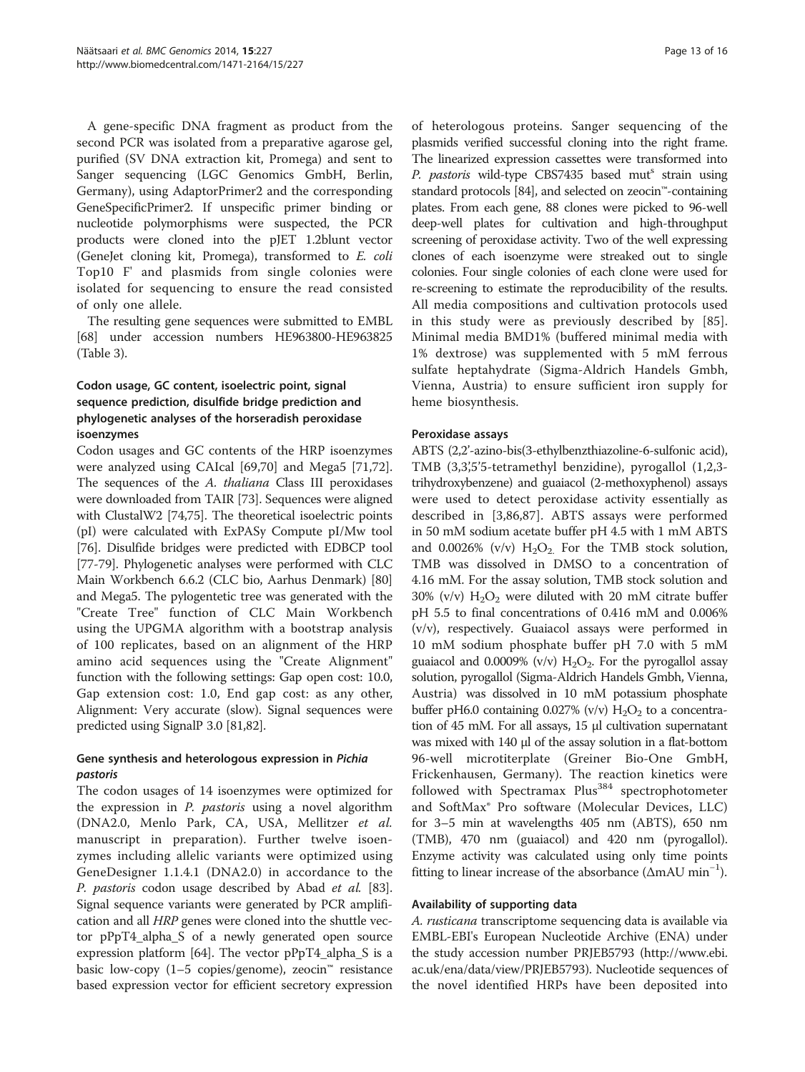A gene-specific DNA fragment as product from the second PCR was isolated from a preparative agarose gel, purified (SV DNA extraction kit, Promega) and sent to Sanger sequencing (LGC Genomics GmbH, Berlin, Germany), using AdaptorPrimer2 and the corresponding GeneSpecificPrimer2. If unspecific primer binding or nucleotide polymorphisms were suspected, the PCR products were cloned into the pJET 1.2blunt vector (GeneJet cloning kit, Promega), transformed to *E. coli* Top10 F' and plasmids from single colonies were isolated for sequencing to ensure the read consisted of only one allele.

The resulting gene sequences were submitted to EMBL [68] under accession numbers HE963800-HE963825 (Table 3).

### Codon usage, GC content, isoelectric point, signal sequence prediction, disulfide bridge prediction and phylogenetic analyses of the horseradish peroxidase isoenzymes

Codon usages and GC contents of the HRP isoenzymes were analyzed using CAIcal [69,70] and Mega5 [71,72]. The sequences of the *A. thaliana* Class III peroxidases were downloaded from TAIR [73]. Sequences were aligned with ClustalW2 [74,75]. The theoretical isoelectric points (pI) were calculated with ExPASy Compute pI/Mw tool [76]. Disulfide bridges were predicted with EDBCP tool [77-79]. Phylogenetic analyses were performed with CLC Main Workbench 6.6.2 (CLC bio, Aarhus Denmark) [80] and Mega5. The pylogentetic tree was generated with the "Create Tree" function of CLC Main Workbench using the UPGMA algorithm with a bootstrap analysis of 100 replicates, based on an alignment of the HRP amino acid sequences using the "Create Alignment" function with the following settings: Gap open cost: 10.0, Gap extension cost: 1.0, End gap cost: as any other, Alignment: Very accurate (slow). Signal sequences were predicted using SignalP 3.0 [81,82].

### Gene synthesis and heterologous expression in *Pichia pastoris*

The codon usages of 14 isoenzymes were optimized for the expression in *P. pastoris* using a novel algorithm (DNA2.0, Menlo Park, CA, USA, Mellitzer *et al.* manuscript in preparation). Further twelve isoenzymes including allelic variants were optimized using GeneDesigner 1.1.4.1 (DNA2.0) in accordance to the *P. pastoris* codon usage described by Abad *et al.* [83]. Signal sequence variants were generated by PCR amplification and all *HRP* genes were cloned into the shuttle vector pPpT4_alpha_S of a newly generated open source expression platform [64]. The vector pPpT4_alpha_S is a basic low-copy (1–5 copies/genome), zeocin™ resistance based expression vector for efficient secretory expression of heterologous proteins. Sanger sequencing of the plasmids verified successful cloning into the right frame. The linearized expression cassettes were transformed into *P. pastoris* wild-type CBS7435 based mut$^s$ strain using standard protocols [84], and selected on zeocin™-containing plates. From each gene, 88 clones were picked to 96-well deep-well plates for cultivation and high-throughput screening of peroxidase activity. Two of the well expressing clones of each isoenzyme were streaked out to single colonies. Four single colonies of each clone were used for re-screening to estimate the reproducibility of the results. All media compositions and cultivation protocols used in this study were as previously described by [85]. Minimal media BMD1% (buffered minimal media with 1% dextrose) was supplemented with 5 mM ferrous sulfate heptahydrate (Sigma-Aldrich Handels Gmbh, Vienna, Austria) to ensure sufficient iron supply for heme biosynthesis.

### Peroxidase assays

ABTS (2,2'-azino-bis(3-ethylbenzthiazoline-6-sulfonic acid), TMB (3,3',5'5-tetramethyl benzidine), pyrogallol (1,2,3-trihydroxybenzene) and guaiacol (2-methoxyphenol) assays were used to detect peroxidase activity essentially as described in [3,86,87]. ABTS assays were performed in 50 mM sodium acetate buffer pH 4.5 with 1 mM ABTS and 0.0026% (v/v) $H_2O_2$. For the TMB stock solution, TMB was dissolved in DMSO to a concentration of 4.16 mM. For the assay solution, TMB stock solution and 30% (v/v) $H_2O_2$ were diluted with 20 mM citrate buffer pH 5.5 to final concentrations of 0.416 mM and 0.006% (v/v), respectively. Guaiacol assays were performed in 10 mM sodium phosphate buffer pH 7.0 with 5 mM guaiacol and 0.0009% (v/v) $H_2O_2$. For the pyrogallol assay solution, pyrogallol (Sigma-Aldrich Handels Gmbh, Vienna, Austria) was dissolved in 10 mM potassium phosphate buffer pH6.0 containing 0.027% (v/v) $H_2O_2$ to a concentration of 45 mM. For all assays, 15 μl cultivation supernatant was mixed with 140 μl of the assay solution in a flat-bottom 96-well microtiterplate (Greiner Bio-One GmbH, Frickenhausen, Germany). The reaction kinetics were followed with Spectramax Plus[384] spectrophotometer and SoftMax® Pro software (Molecular Devices, LLC) for 3–5 min at wavelengths 405 nm (ABTS), 650 nm (TMB), 470 nm (guaiacol) and 420 nm (pyrogallol). Enzyme activity was calculated using only time points fitting to linear increase of the absorbance ($\Delta$mAU $min^{-1}$).

### Availability of supporting data

*A. rusticana* transcriptome sequencing data is available via EMBL-EBI's European Nucleotide Archive (ENA) under the study accession number PRJEB5793 (http://www.ebi.ac.uk/ena/data/view/PRJEB5793). Nucleotide sequences of the novel identified HRPs have been deposited into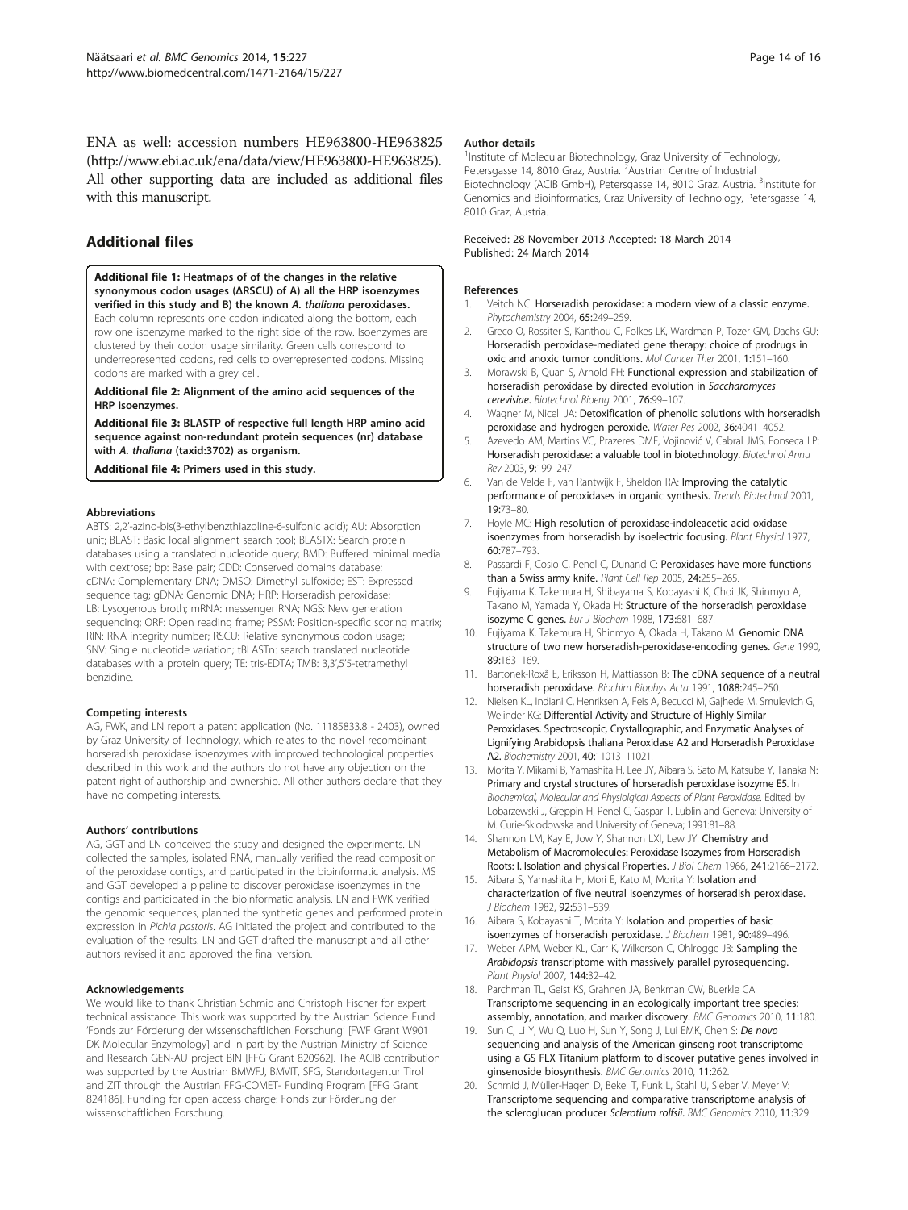ENA as well: accession numbers HE963800-HE963825 (http://www.ebi.ac.uk/ena/data/view/HE963800-HE963825). All other supporting data are included as additional files with this manuscript.

## Additional files

**Additional file 1: Heatmaps of of the changes in the relative synonymous codon usages (ΔRSCU) of A) all the HRP isoenzymes verified in this study and B) the known *A. thaliana* peroxidases.** Each column represents one codon indicated along the bottom, each row one isoenzyme marked to the right side of the row. Isoenzymes are clustered by their codon usage similarity. Green cells correspond to underrepresented codons, red cells to overrepresented codons. Missing codons are marked with a grey cell.

**Additional file 2: Alignment of the amino acid sequences of the HRP isoenzymes.**

**Additional file 3: BLASTP of respective full length HRP amino acid sequence against non-redundant protein sequences (nr) database with *A. thaliana* (taxid:3702) as organism.**

**Additional file 4: Primers used in this study.**

#### Abbreviations

ABTS: 2,2'-azino-bis(3-ethylbenzthiazoline-6-sulfonic acid); AU: Absorption unit; BLAST: Basic local alignment search tool; BLASTX: Search protein databases using a translated nucleotide query; BMD: Buffered minimal media with dextrose; bp: Base pair; CDD: Conserved domains database; cDNA: Complementary DNA; DMSO: Dimethyl sulfoxide; EST: Expressed sequence tag; gDNA: Genomic DNA; HRP: Horseradish peroxidase; LB: Lysogenous broth; mRNA: messenger RNA; NGS: New generation sequencing; ORF: Open reading frame; PSSM: Position-specific scoring matrix; RIN: RNA integrity number; RSCU: Relative synonymous codon usage; SNV: Single nucleotide variation; tBLASTn: search translated nucleotide databases with a protein query; TE: tris-EDTA; TMB: 3,3',5'5-tetramethyl benzidine.

#### Competing interests

AG, FWK, and LN report a patent application (No. 11185833.8 - 2403), owned by Graz University of Technology, which relates to the novel recombinant horseradish peroxidase isoenzymes with improved technological properties described in this work and the authors do not have any objection on the patent right of authorship and ownership. All other authors declare that they have no competing interests.

#### Authors' contributions

AG, GGT and LN conceived the study and designed the experiments. LN collected the samples, isolated RNA, manually verified the read composition of the peroxidase contigs, and participated in the bioinformatic analysis. MS and GGT developed a pipeline to discover peroxidase isoenzymes in the contigs and participated in the bioinformatic analysis. LN and FWK verified the genomic sequences, planned the synthetic genes and performed protein expression in *Pichia pastoris*. AG initiated the project and contributed to the evaluation of the results. LN and GGT drafted the manuscript and all other authors revised it and approved the final version.

#### Acknowledgements

We would like to thank Christian Schmid and Christoph Fischer for expert technical assistance. This work was supported by the Austrian Science Fund 'Fonds zur Förderung der wissenschaftlichen Forschung' [FWF Grant W901 DK Molecular Enzymology] and in part by the Austrian Ministry of Science and Research GEN-AU project BIN [FFG Grant 820962]. The ACIB contribution was supported by the Austrian BMWFJ, BMVIT, SFG, Standortagentur Tirol and ZIT through the Austrian FFG-COMET- Funding Program [FFG Grant 824186]. Funding for open access charge: Fonds zur Förderung der wissenschaftlichen Forschung.

#### Author details

[1]Institute of Molecular Biotechnology, Graz University of Technology, Petersgasse 14, 8010 Graz, Austria. [2]Austrian Centre of Industrial Biotechnology (ACIB GmbH), Petersgasse 14, 8010 Graz, Austria. [3]Institute for Genomics and Bioinformatics, Graz University of Technology, Petersgasse 14, 8010 Graz, Austria.

Received: 28 November 2013 Accepted: 18 March 2014
Published: 24 March 2014

#### References

1. Veitch NC: **Horseradish peroxidase: a modern view of a classic enzyme.** *Phytochemistry* 2004, **65:**249–259.
2. Greco O, Rossiter S, Kanthou C, Folkes LK, Wardman P, Tozer GM, Dachs GU: **Horseradish peroxidase-mediated gene therapy: choice of prodrugs in oxic and anoxic tumor conditions.** *Mol Cancer Ther* 2001, **1:**151–160.
3. Morawski B, Quan S, Arnold FH: **Functional expression and stabilization of horseradish peroxidase by directed evolution in *Saccharomyces cerevisiae*.** *Biotechnol Bioeng* 2001, **76:**99–107.
4. Wagner M, Nicell JA: **Detoxification of phenolic solutions with horseradish peroxidase and hydrogen peroxide.** *Water Res* 2002, **36:**4041–4052.
5. Azevedo AM, Martins VC, Prazeres DMF, Vojinović V, Cabral JMS, Fonseca LP: **Horseradish peroxidase: a valuable tool in biotechnology.** *Biotechnol Annu Rev* 2003, **9:**199–247.
6. Van de Velde F, van Rantwijk F, Sheldon RA: **Improving the catalytic performance of peroxidases in organic synthesis.** *Trends Biotechnol* 2001, **19:**73–80.
7. Hoyle MC: **High resolution of peroxidase-indoleacetic acid oxidase isoenzymes from horseradish by isoelectric focusing.** *Plant Physiol* 1977, **60:**787–793.
8. Passardi F, Cosio C, Penel C, Dunand C: **Peroxidases have more functions than a Swiss army knife.** *Plant Cell Rep* 2005, **24:**255–265.
9. Fujiyama K, Takemura H, Shibayama S, Kobayashi K, Choi JK, Shinmyo A, Takano M, Yamada Y, Okada H: **Structure of the horseradish peroxidase isozyme C genes.** *Eur J Biochem* 1988, **173:**681–687.
10. Fujiyama K, Takemura H, Shinmyo A, Okada H, Takano M: **Genomic DNA structure of two new horseradish-peroxidase-encoding genes.** *Gene* 1990, **89:**163–169.
11. Bartonek-Roxå E, Eriksson H, Mattiasson B: **The cDNA sequence of a neutral horseradish peroxidase.** *Biochim Biophys Acta* 1991, **1088:**245–250.
12. Nielsen KL, Indiani C, Henriksen A, Feis A, Becucci M, Gajhede M, Smulevich G, Welinder KG: **Differential Activity and Structure of Highly Similar Peroxidases. Spectroscopic, Crystallographic, and Enzymatic Analyses of Lignifying Arabidopsis thaliana Peroxidase A2 and Horseradish Peroxidase A2.** *Biochemistry* 2001, **40:**11013–11021.
13. Morita Y, Mikami B, Yamashita H, Lee JY, Aibara S, Sato M, Katsube Y, Tanaka N: **Primary and crystal structures of horseradish peroxidase isozyme E5.** In *Biochemical, Molecular and Physiolgical Aspects of Plant Peroxidase.* Edited by Lobarzewski J, Greppin H, Penel C, Gaspar T. Lublin and Geneva: University of M. Curie-Sklodowska and University of Geneva; 1991:81–88.
14. Shannon LM, Kay E, Jow Y, Shannon LXI, Lew JY: **Chemistry and Metabolism of Macromolecules: Peroxidase Isozymes from Horseradish Roots: I. Isolation and physical Properties.** *J Biol Chem* 1966, **241:**2166–2172.
15. Aibara S, Yamashita H, Mori E, Kato M, Morita Y: **Isolation and characterization of five neutral isoenzymes of horseradish peroxidase.** *J Biochem* 1982, **92:**531–539.
16. Aibara S, Kobayashi T, Morita Y: **Isolation and properties of basic isoenzymes of horseradish peroxidase.** *J Biochem* 1981, **90:**489–496.
17. Weber APM, Weber KL, Carr K, Wilkerson C, Ohlrogge JB: **Sampling the *Arabidopsis* transcriptome with massively parallel pyrosequencing.** *Plant Physiol* 2007, **144:**32–42.
18. Parchman TL, Geist KS, Grahnen JA, Benkman CW, Buerkle CA: **Transcriptome sequencing in an ecologically important tree species: assembly, annotation, and marker discovery.** *BMC Genomics* 2010, **11:**180.
19. Sun C, Li Y, Wu Q, Luo H, Sun Y, Song J, Lui EMK, Chen S: ***De novo* sequencing and analysis of the American ginseng root transcriptome using a GS FLX Titanium platform to discover putative genes involved in ginsenoside biosynthesis.** *BMC Genomics* 2010, **11:**262.
20. Schmid J, Müller-Hagen D, Bekel T, Funk L, Stahl U, Sieber V, Meyer V: **Transcriptome sequencing and comparative transcriptome analysis of the scleroglucan producer *Sclerotium rolfsii*.** *BMC Genomics* 2010, **11:**329.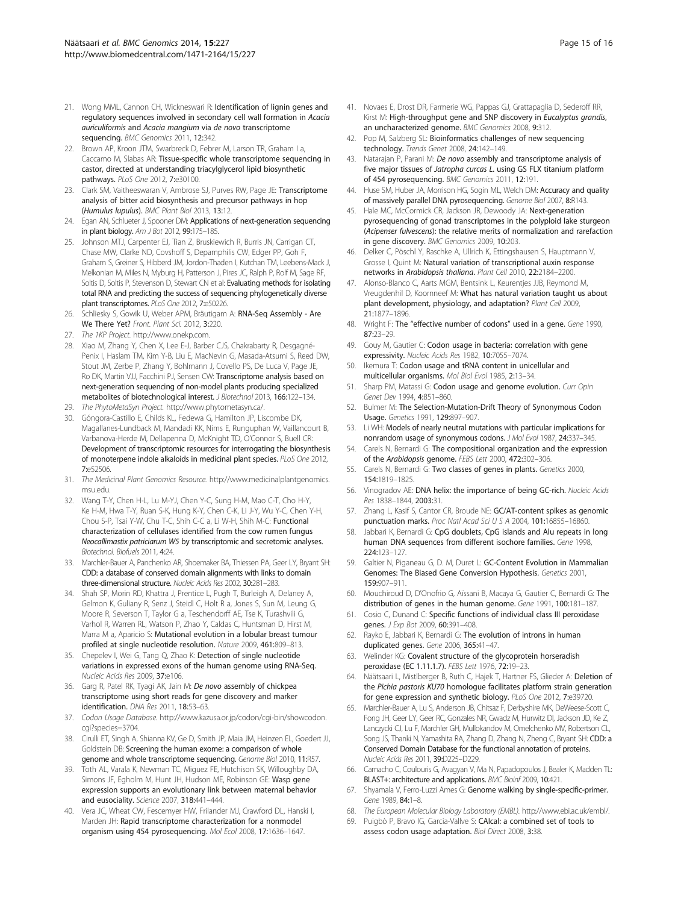21. Wong MML, Cannon CH, Wickneswari R: **Identification of lignin genes and regulatory sequences involved in secondary cell wall formation in *Acacia auriculiformis* and *Acacia mangium* via *de novo* transcriptome sequencing.** *BMC Genomics* 2011, **12:**342.
22. Brown AP, Kroon JTM, Swarbreck D, Febrer M, Larson TR, Graham I a, Caccamo M, Slabas AR: **Tissue-specific whole transcriptome sequencing in castor, directed at understanding triacylglycerol lipid biosynthetic pathways.** *PLoS One* 2012, **7:**e30100.
23. Clark SM, Vaitheeswaran V, Ambrose SJ, Purves RW, Page JE: **Transcriptome analysis of bitter acid biosynthesis and precursor pathways in hop (*Humulus lupulus*).** *BMC Plant Biol* 2013, **13:**12.
24. Egan AN, Schlueter J, Spooner DM: **Applications of next-generation sequencing in plant biology.** *Am J Bot* 2012, **99:**175–185.
25. Johnson MTJ, Carpenter EJ, Tian Z, Bruskiewich R, Burris JN, Carrigan CT, Chase MW, Clarke ND, Covshoff S, Depamphilis CW, Edger PP, Goh F, Graham S, Greiner S, Hibberd JM, Jordon-Thaden I, Kutchan TM, Leebens-Mack J, Melkonian M, Miles N, Myburg H, Patterson J, Pires JC, Ralph P, Rolf M, Sage RF, Soltis D, Soltis P, Stevenson D, Stewart CN et al: **Evaluating methods for isolating total RNA and predicting the success of sequencing phylogenetically diverse plant transcriptomes.** *PLoS One* 2012, **7:**e50226.
26. Schliesky S, Gowik U, Weber APM, Bräutigam A: **RNA-Seq Assembly - Are We There Yet?** *Front. Plant Sci.* 2012, **3:**220.
27. *The 1KP Project.* http://www.onekp.com.
28. Xiao M, Zhang Y, Chen X, Lee E-J, Barber CJS, Chakrabarty R, Desgagné-Penix I, Haslam TM, Kim Y-B, Liu E, MacNevin G, Masada-Atsumi S, Reed DW, Stout JM, Zerbe P, Zhang Y, Bohlmann J, Covello PS, De Luca V, Page JE, Ro DK, Martin VJJ, Facchini PJ, Sensen CW: **Transcriptome analysis based on next-generation sequencing of non-model plants producing specialized metabolites of biotechnological interest.** *J Biotechnol* 2013, **166:**122–134.
29. *The PhytoMetaSyn Project.* http://www.phytometasyn.ca/.
30. Góngora-Castillo E, Childs KL, Fedewa G, Hamilton JP, Liscombe DK, Magallanes-Lundback M, Mandadi KK, Nims E, Runguphan W, Vaillancourt B, Varbanova-Herde M, Dellapenna D, McKnight TD, O'Connor S, Buell CR: **Development of transcriptomic resources for interrogating the biosynthesis of monoterpene indole alkaloids in medicinal plant species.** *PLoS One* 2012, **7:**e52506.
31. *The Medicinal Plant Genomics Resource.* http://www.medicinalplantgenomics.msu.edu.
32. Wang T-Y, Chen H-L, Lu M-YJ, Chen Y-C, Sung H-M, Mao C-T, Cho H-Y, Ke H-M, Hwa T-Y, Ruan S-K, Hung K-Y, Chen C-K, Li J-Y, Wu Y-C, Chen Y-H, Chou S-P, Tsai Y-W, Chu T-C, Shih C-C a, Li W-H, Shih M-C: **Functional characterization of cellulases identified from the cow rumen fungus *Neocallimastix patriciarum W5* by transcriptomic and secretomic analyses.** *Biotechnol. Biofuels* 2011, **4:**24.
33. Marchler-Bauer A, Panchenko AR, Shoemaker BA, Thiessen PA, Geer LY, Bryant SH: **CDD: a database of conserved domain alignments with links to domain three-dimensional structure.** *Nucleic Acids Res* 2002, **30:**281–283.
34. Shah SP, Morin RD, Khattra J, Prentice L, Pugh T, Burleigh A, Delaney A, Gelmon K, Guliany R, Senz J, Steidl C, Holt R a, Jones S, Sun M, Leung G, Moore R, Severson T, Taylor G a, Teschendorff AE, Tse K, Turashvili G, Varhol R, Warren RL, Watson P, Zhao Y, Caldas C, Huntsman D, Hirst M, Marra M a, Aparicio S: **Mutational evolution in a lobular breast tumour profiled at single nucleotide resolution.** *Nature* 2009, **461:**809–813.
35. Chepelev I, Wei G, Tang Q, Zhao K: **Detection of single nucleotide variations in expressed exons of the human genome using RNA-Seq.** *Nucleic Acids Res* 2009, **37:**e106.
36. Garg R, Patel RK, Tyagi AK, Jain M: ***De novo* assembly of chickpea transcriptome using short reads for gene discovery and marker identification.** *DNA Res* 2011, **18:**53–63.
37. *Codon Usage Database.* http://www.kazusa.or.jp/codon/cgi-bin/showcodon.cgi?species=3704.
38. Cirulli ET, Singh A, Shianna KV, Ge D, Smith JP, Maia JM, Heinzen EL, Goedert JJ, Goldstein DB: **Screening the human exome: a comparison of whole genome and whole transcriptome sequencing.** *Genome Biol* 2010, **11:**R57.
39. Toth AL, Varala K, Newman TC, Miguez FE, Hutchison SK, Willoughby DA, Simons JF, Egholm M, Hunt JH, Hudson ME, Robinson GE: **Wasp gene expression supports an evolutionary link between maternal behavior and eusociality.** *Science* 2007, **318:**441–444.
40. Vera JC, Wheat CW, Fescemyer HW, Frilander MJ, Crawford DL, Hanski I, Marden JH: **Rapid transcriptome characterization for a nonmodel organism using 454 pyrosequencing.** *Mol Ecol* 2008, **17:**1636–1647.
41. Novaes E, Drost DR, Farmerie WG, Pappas GJ, Grattapaglia D, Sederoff RR, Kirst M: **High-throughput gene and SNP discovery in *Eucalyptus grandis*, an uncharacterized genome.** *BMC Genomics* 2008, **9:**312.
42. Pop M, Salzberg SL: **Bioinformatics challenges of new sequencing technology.** *Trends Genet* 2008, **24:**142–149.
43. Natarajan P, Parani M: ***De novo* assembly and transcriptome analysis of five major tissues of *Jatropha curcas L.* using GS FLX titanium platform of 454 pyrosequencing.** *BMC Genomics* 2011, **12:**191.
44. Huse SM, Huber JA, Morrison HG, Sogin ML, Welch DM: **Accuracy and quality of massively parallel DNA pyrosequencing.** *Genome Biol* 2007, **8:**R143.
45. Hale MC, McCormick CR, Jackson JR, Dewoody JA: **Next-generation pyrosequencing of gonad transcriptomes in the polyploid lake sturgeon (*Acipenser fulvescens*): the relative merits of normalization and rarefaction in gene discovery.** *BMC Genomics* 2009, **10:**203.
46. Delker C, Pöschl Y, Raschke A, Ullrich K, Ettingshausen S, Hauptmann V, Grosse I, Quint M: **Natural variation of transcriptional auxin response networks in *Arabidopsis thaliana*.** *Plant Cell* 2010, **22:**2184–2200.
47. Alonso-Blanco C, Aarts MGM, Bentsink L, Keurentjes JJB, Reymond M, Vreugdenhil D, Koornneef M: **What has natural variation taught us about plant development, physiology, and adaptation?** *Plant Cell* 2009, **21:**1877–1896.
48. Wright F: **The "effective number of codons" used in a gene.** *Gene* 1990, **87:**23–29.
49. Gouy M, Gautier C: **Codon usage in bacteria: correlation with gene expressivity.** *Nucleic Acids Res* 1982, **10:**7055–7074.
50. Ikemura T: **Codon usage and tRNA content in unicellular and multicellular organisms.** *Mol Biol Evol* 1985, **2:**13–34.
51. Sharp PM, Matassi G: **Codon usage and genome evolution.** *Curr Opin Genet Dev* 1994, **4:**851–860.
52. Bulmer M: **The Selection-Mutation-Drift Theory of Synonymous Codon Usage.** *Genetics* 1991, **129:**897–907.
53. Li WH: **Models of nearly neutral mutations with particular implications for nonrandom usage of synonymous codons.** *J Mol Evol* 1987, **24:**337–345.
54. Carels N, Bernardi G: **The compositional organization and the expression of the *Arabidopsis* genome.** *FEBS Lett* 2000, **472:**302–306.
55. Carels N, Bernardi G: **Two classes of genes in plants.** *Genetics* 2000, **154:**1819–1825.
56. Vinogradov AE: **DNA helix: the importance of being GC-rich.** *Nucleic Acids Res* 1838–1844, **2003:**31.
57. Zhang L, Kasif S, Cantor CR, Broude NE: **GC/AT-content spikes as genomic punctuation marks.** *Proc Natl Acad Sci U S A* 2004, **101:**16855–16860.
58. Jabbari K, Bernardi G: **CpG doublets, CpG islands and Alu repeats in long human DNA sequences from different isochore families.** *Gene* 1998, **224:**123–127.
59. Galtier N, Piganeau G, D. M, Duret L: **GC-Content Evolution in Mammalian Genomes: The Biased Gene Conversion Hypothesis.** *Genetics* 2001, **159:**907–911.
60. Mouchiroud D, D'Onofrio G, Aïssani B, Macaya G, Gautier C, Bernardi G: **The distribution of genes in the human genome.** *Gene* 1991, **100:**181–187.
61. Cosio C, Dunand C: **Specific functions of individual class III peroxidase genes.** *J Exp Bot* 2009, **60:**391–408.
62. Rayko E, Jabbari K, Bernardi G: **The evolution of introns in human duplicated genes.** *Gene* 2006, **365:**41–47.
63. Welinder KG: **Covalent structure of the glycoprotein horseradish peroxidase (EC 1.11.1.7).** *FEBS Lett* 1976, **72:**19–23.
64. Näätsaari L, Mistlberger B, Ruth C, Hajek T, Hartner FS, Glieder A: **Deletion of the *Pichia pastoris KU70* homologue facilitates platform strain generation for gene expression and synthetic biology.** *PLoS One* 2012, **7:**e39720.
65. Marchler-Bauer A, Lu S, Anderson JB, Chitsaz F, Derbyshire MK, DeWeese-Scott C, Fong JH, Geer LY, Geer RC, Gonzales NR, Gwadz M, Hurwitz DI, Jackson JD, Ke Z, Lanczycki CJ, Lu F, Marchler GH, Mullokandov M, Omelchenko MV, Robertson CL, Song JS, Thanki N, Yamashita RA, Zhang D, Zhang N, Zheng C, Bryant SH: **CDD: a Conserved Domain Database for the functional annotation of proteins.** *Nucleic Acids Res* 2011, **39:**D225–D229.
66. Camacho C, Coulouris G, Avagyan V, Ma N, Papadopoulos J, Bealer K, Madden TL: **BLAST+: architecture and applications.** *BMC Bioinf* 2009, **10:**421.
67. Shyamala V, Ferro-Luzzi Ames G: **Genome walking by single-specific-primer.** *Gene* 1989, **84:**1–8.
68. *The European Molecular Biology Laboratory (EMBL).* http://www.ebi.ac.uk/embl/.
69. Puigbò P, Bravo IG, Garcia-Vallve S: **CAIcal: a combined set of tools to assess codon usage adaptation.** *Biol Direct* 2008, **3:**38.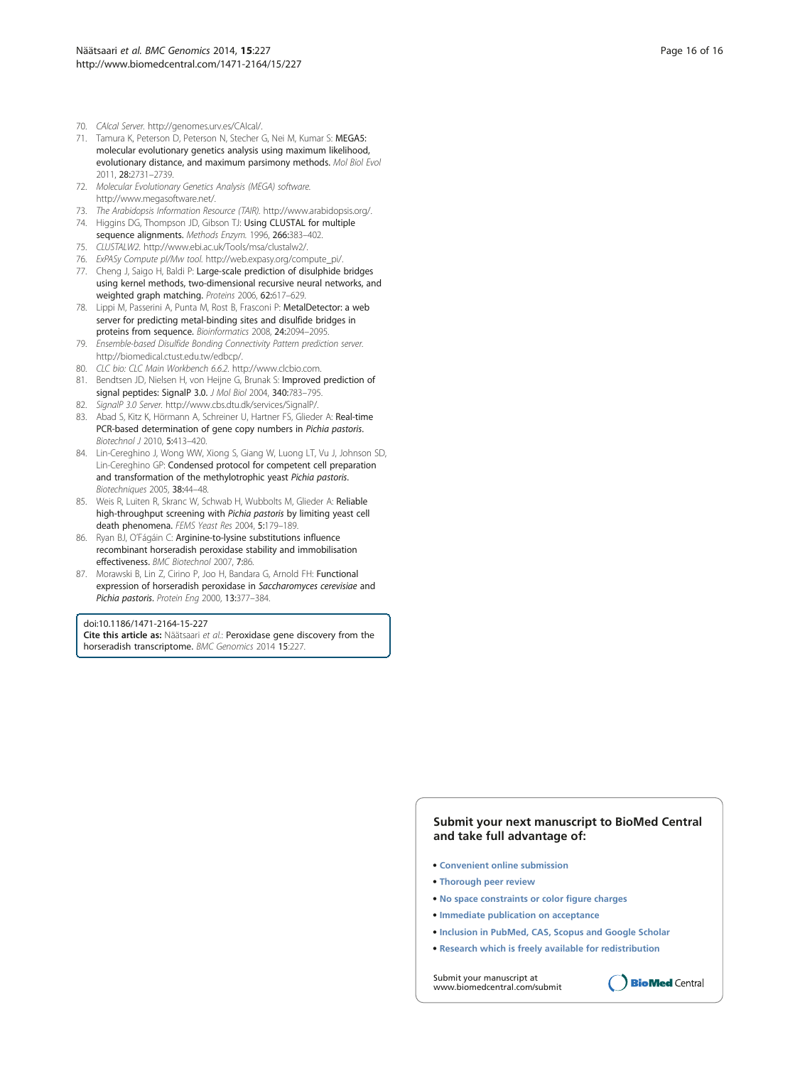70. *CAIcal Server.* http://genomes.urv.es/CAIcal/.
71. Tamura K, Peterson D, Peterson N, Stecher G, Nei M, Kumar S: **MEGA5: molecular evolutionary genetics analysis using maximum likelihood, evolutionary distance, and maximum parsimony methods.** *Mol Biol Evol* 2011, **28:**2731–2739.
72. *Molecular Evolutionary Genetics Analysis (MEGA) software.* http://www.megasoftware.net/.
73. *The Arabidopsis Information Resource (TAIR).* http://www.arabidopsis.org/.
74. Higgins DG, Thompson JD, Gibson TJ: **Using CLUSTAL for multiple sequence alignments.** *Methods Enzym.* 1996, **266:**383–402.
75. *CLUSTALW2.* http://www.ebi.ac.uk/Tools/msa/clustalw2/.
76. *ExPASy Compute pI/Mw tool.* http://web.expasy.org/compute_pi/.
77. Cheng J, Saigo H, Baldi P: **Large-scale prediction of disulphide bridges using kernel methods, two-dimensional recursive neural networks, and weighted graph matching.** *Proteins* 2006, **62:**617–629.
78. Lippi M, Passerini A, Punta M, Rost B, Frasconi P: **MetalDetector: a web server for predicting metal-binding sites and disulfide bridges in proteins from sequence.** *Bioinformatics* 2008, **24:**2094–2095.
79. *Ensemble-based Disulfide Bonding Connectivity Pattern prediction server.* http://biomedical.ctust.edu.tw/edbcp/.
80. *CLC bio: CLC Main Workbench 6.6.2.* http://www.clcbio.com.
81. Bendtsen JD, Nielsen H, von Heijne G, Brunak S: **Improved prediction of signal peptides: SignalP 3.0.** *J Mol Biol* 2004, **340:**783–795.
82. *SignalP 3.0 Server.* http://www.cbs.dtu.dk/services/SignalP/.
83. Abad S, Kitz K, Hörmann A, Schreiner U, Hartner FS, Glieder A: **Real-time PCR-based determination of gene copy numbers in** ***Pichia pastoris*****.** *Biotechnol J* 2010, **5:**413–420.
84. Lin-Cereghino J, Wong WW, Xiong S, Giang W, Luong LT, Vu J, Johnson SD, Lin-Cereghino GP: **Condensed protocol for competent cell preparation and transformation of the methylotrophic yeast** ***Pichia pastoris*****.** *Biotechniques* 2005, **38:**44–48.
85. Weis R, Luiten R, Skranc W, Schwab H, Wubbolts M, Glieder A: **Reliable high-throughput screening with** ***Pichia pastoris*** **by limiting yeast cell death phenomena.** *FEMS Yeast Res* 2004, **5:**179–189.
86. Ryan BJ, O'Fágáin C: **Arginine-to-lysine substitutions influence recombinant horseradish peroxidase stability and immobilisation effectiveness.** *BMC Biotechnol* 2007, **7:**86.
87. Morawski B, Lin Z, Cirino P, Joo H, Bandara G, Arnold FH: **Functional expression of horseradish peroxidase in** ***Saccharomyces cerevisiae*** **and** ***Pichia pastoris*****.** *Protein Eng* 2000, **13:**377–384.

doi:10.1186/1471-2164-15-227
**Cite this article as:** Näätsaari *et al.*: Peroxidase gene discovery from the horseradish transcriptome. *BMC Genomics* 2014 **15**:227.

**Submit your next manuscript to BioMed Central and take full advantage of:**

- **Convenient online submission**
- **Thorough peer review**
- **No space constraints or color figure charges**
- **Immediate publication on acceptance**
- **Inclusion in PubMed, CAS, Scopus and Google Scholar**
- **Research which is freely available for redistribution**

Submit your manuscript at www.biomedcentral.com/submit

BioMed Central